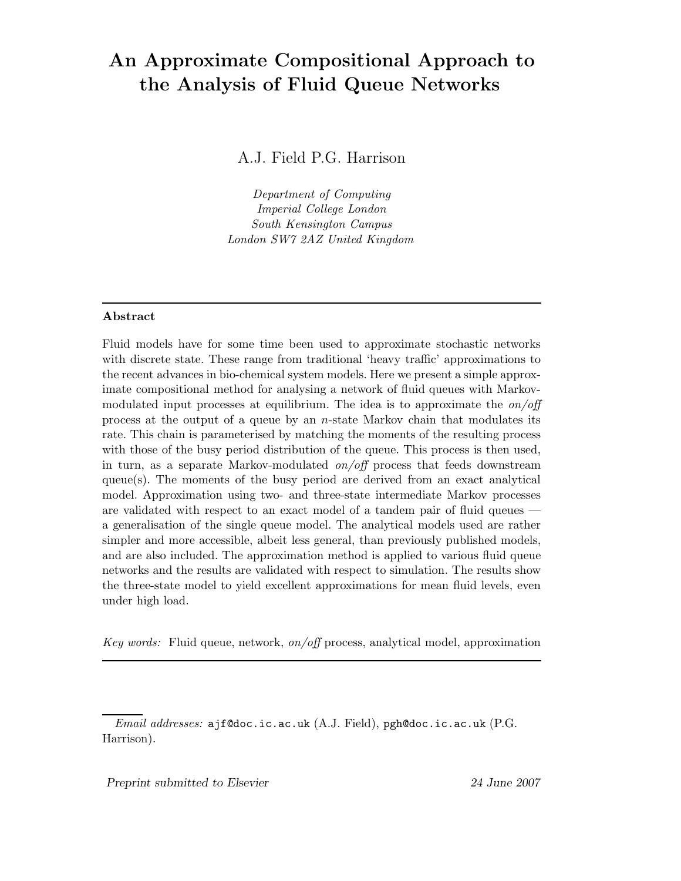# An Approximate Compositional Approach to the Analysis of Fluid Queue Networks

A.J. Field P.G. Harrison

*Department of Computing*
*Imperial College London*
*South Kensington Campus*
*London SW7 2AZ United Kingdom*

---

## Abstract

Fluid models have for some time been used to approximate stochastic networks with discrete state. These range from traditional 'heavy traffic' approximations to the recent advances in bio-chemical system models. Here we present a simple approximate compositional method for analysing a network of fluid queues with Markov-modulated input processes at equilibrium. The idea is to approximate the *on/off* process at the output of a queue by an $n$-state Markov chain that modulates its rate. This chain is parameterised by matching the moments of the resulting process with those of the busy period distribution of the queue. This process is then used, in turn, as a separate Markov-modulated *on/off* process that feeds downstream queue(s). The moments of the busy period are derived from an exact analytical model. Approximation using two- and three-state intermediate Markov processes are validated with respect to an exact model of a tandem pair of fluid queues — a generalisation of the single queue model. The analytical models used are rather simpler and more accessible, albeit less general, than previously published models, and are also included. The approximation method is applied to various fluid queue networks and the results are validated with respect to simulation. The results show the three-state model to yield excellent approximations for mean fluid levels, even under high load.

*Key words:* Fluid queue, network, *on/off* process, analytical model, approximation

---

*Email addresses:* ajf@doc.ic.ac.uk (A.J. Field), pgh@doc.ic.ac.uk (P.G. Harrison).

*Preprint submitted to Elsevier* 24 June 2007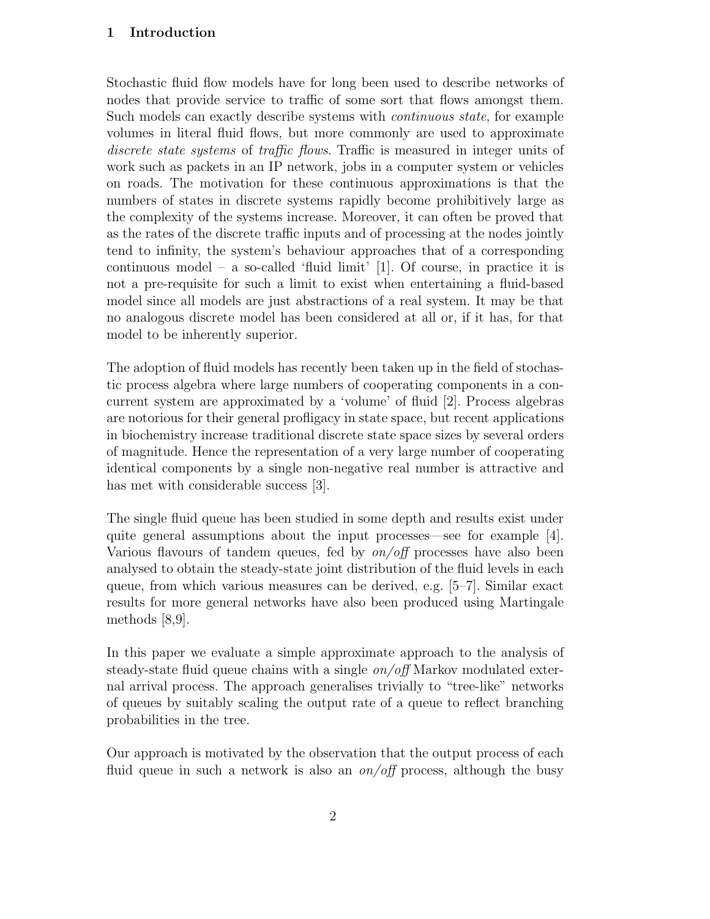## 1 Introduction

Stochastic fluid flow models have for long been used to describe networks of nodes that provide service to traffic of some sort that flows amongst them. Such models can exactly describe systems with *continuous state*, for example volumes in literal fluid flows, but more commonly are used to approximate *discrete state systems* of *traffic flows*. Traffic is measured in integer units of work such as packets in an IP network, jobs in a computer system or vehicles on roads. The motivation for these continuous approximations is that the numbers of states in discrete systems rapidly become prohibitively large as the complexity of the systems increase. Moreover, it can often be proved that as the rates of the discrete traffic inputs and of processing at the nodes jointly tend to infinity, the system's behaviour approaches that of a corresponding continuous model – a so-called 'fluid limit' [1]. Of course, in practice it is not a pre-requisite for such a limit to exist when entertaining a fluid-based model since all models are just abstractions of a real system. It may be that no analogous discrete model has been considered at all or, if it has, for that model to be inherently superior.

The adoption of fluid models has recently been taken up in the field of stochastic process algebra where large numbers of cooperating components in a concurrent system are approximated by a 'volume' of fluid [2]. Process algebras are notorious for their general profligacy in state space, but recent applications in biochemistry increase traditional discrete state space sizes by several orders of magnitude. Hence the representation of a very large number of cooperating identical components by a single non-negative real number is attractive and has met with considerable success [3].

The single fluid queue has been studied in some depth and results exist under quite general assumptions about the input processes—see for example [4]. Various flavours of tandem queues, fed by *on/off* processes have also been analysed to obtain the steady-state joint distribution of the fluid levels in each queue, from which various measures can be derived, e.g. [5–7]. Similar exact results for more general networks have also been produced using Martingale methods [8,9].

In this paper we evaluate a simple approximate approach to the analysis of steady-state fluid queue chains with a single *on/off* Markov modulated external arrival process. The approach generalises trivially to "tree-like" networks of queues by suitably scaling the output rate of a queue to reflect branching probabilities in the tree.

Our approach is motivated by the observation that the output process of each fluid queue in such a network is also an *on/off* process, although the busy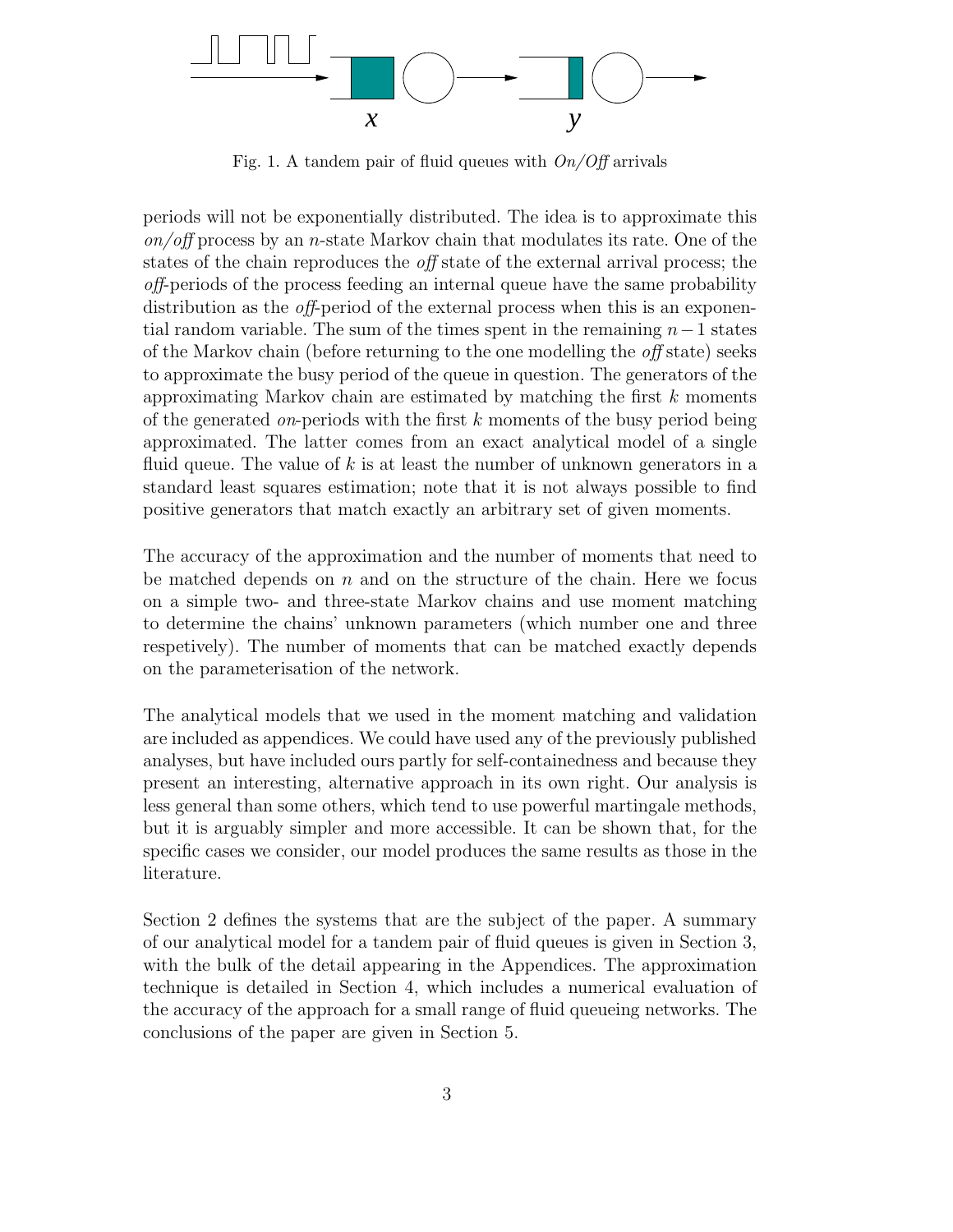Fig. 1. A tandem pair of fluid queues with *On/Off* arrivals

periods will not be exponentially distributed. The idea is to approximate this *on/off* process by an $n$-state Markov chain that modulates its rate. One of the states of the chain reproduces the *off* state of the external arrival process; the *off*-periods of the process feeding an internal queue have the same probability distribution as the *off*-period of the external process when this is an exponential random variable. The sum of the times spent in the remaining $n-1$ states of the Markov chain (before returning to the one modelling the *off* state) seeks to approximate the busy period of the queue in question. The generators of the approximating Markov chain are estimated by matching the first $k$ moments of the generated *on*-periods with the first $k$ moments of the busy period being approximated. The latter comes from an exact analytical model of a single fluid queue. The value of $k$ is at least the number of unknown generators in a standard least squares estimation; note that it is not always possible to find positive generators that match exactly an arbitrary set of given moments.

The accuracy of the approximation and the number of moments that need to be matched depends on $n$ and on the structure of the chain. Here we focus on a simple two- and three-state Markov chains and use moment matching to determine the chains' unknown parameters (which number one and three respetively). The number of moments that can be matched exactly depends on the parameterisation of the network.

The analytical models that we used in the moment matching and validation are included as appendices. We could have used any of the previously published analyses, but have included ours partly for self-containedness and because they present an interesting, alternative approach in its own right. Our analysis is less general than some others, which tend to use powerful martingale methods, but it is arguably simpler and more accessible. It can be shown that, for the specific cases we consider, our model produces the same results as those in the literature.

Section 2 defines the systems that are the subject of the paper. A summary of our analytical model for a tandem pair of fluid queues is given in Section 3, with the bulk of the detail appearing in the Appendices. The approximation technique is detailed in Section 4, which includes a numerical evaluation of the accuracy of the approach for a small range of fluid queueing networks. The conclusions of the paper are given in Section 5.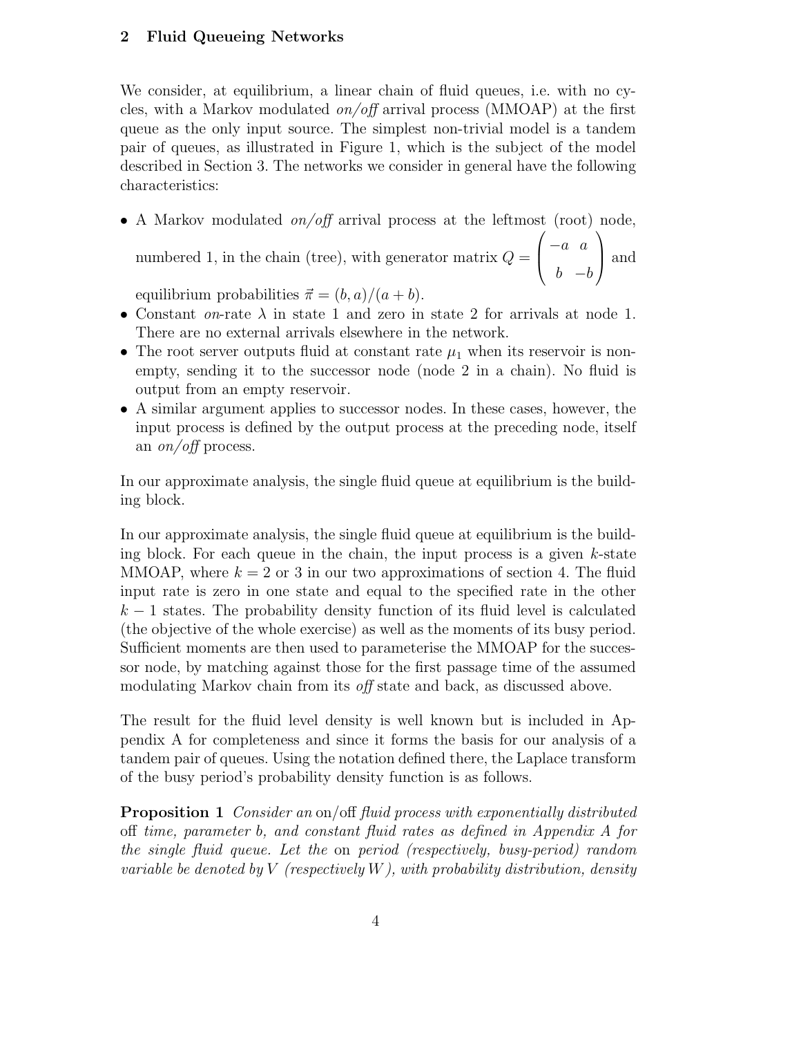## 2 Fluid Queueing Networks

We consider, at equilibrium, a linear chain of fluid queues, i.e. with no cycles, with a Markov modulated *on/off* arrival process (MMOAP) at the first queue as the only input source. The simplest non-trivial model is a tandem pair of queues, as illustrated in Figure 1, which is the subject of the model described in Section 3. The networks we consider in general have the following characteristics:

- A Markov modulated *on/off* arrival process at the leftmost (root) node, numbered 1, in the chain (tree), with generator matrix $Q = \begin{pmatrix} -a & a \\ b & -b \end{pmatrix}$ and equilibrium probabilities $\vec{\pi} = (b, a)/(a + b)$.
- Constant *on*-rate $\lambda$ in state 1 and zero in state 2 for arrivals at node 1. There are no external arrivals elsewhere in the network.
- The root server outputs fluid at constant rate $\mu_1$ when its reservoir is non-empty, sending it to the successor node (node 2 in a chain). No fluid is output from an empty reservoir.
- A similar argument applies to successor nodes. In these cases, however, the input process is defined by the output process at the preceding node, itself an *on/off* process.

In our approximate analysis, the single fluid queue at equilibrium is the building block.

In our approximate analysis, the single fluid queue at equilibrium is the building block. For each queue in the chain, the input process is a given $k$-state MMOAP, where $k = 2$ or 3 in our two approximations of section 4. The fluid input rate is zero in one state and equal to the specified rate in the other $k - 1$ states. The probability density function of its fluid level is calculated (the objective of the whole exercise) as well as the moments of its busy period. Sufficient moments are then used to parameterise the MMOAP for the successor node, by matching against those for the first passage time of the assumed modulating Markov chain from its *off* state and back, as discussed above.

The result for the fluid level density is well known but is included in Appendix A for completeness and since it forms the basis for our analysis of a tandem pair of queues. Using the notation defined there, the Laplace transform of the busy period's probability density function is as follows.

**Proposition 1** *Consider an* on/off *fluid process with exponentially distributed* off *time, parameter* $b$*, and constant fluid rates as defined in Appendix A for the single fluid queue. Let the* on *period (respectively, busy-period) random variable be denoted by* $V$ *(respectively* $W$*), with probability distribution, density*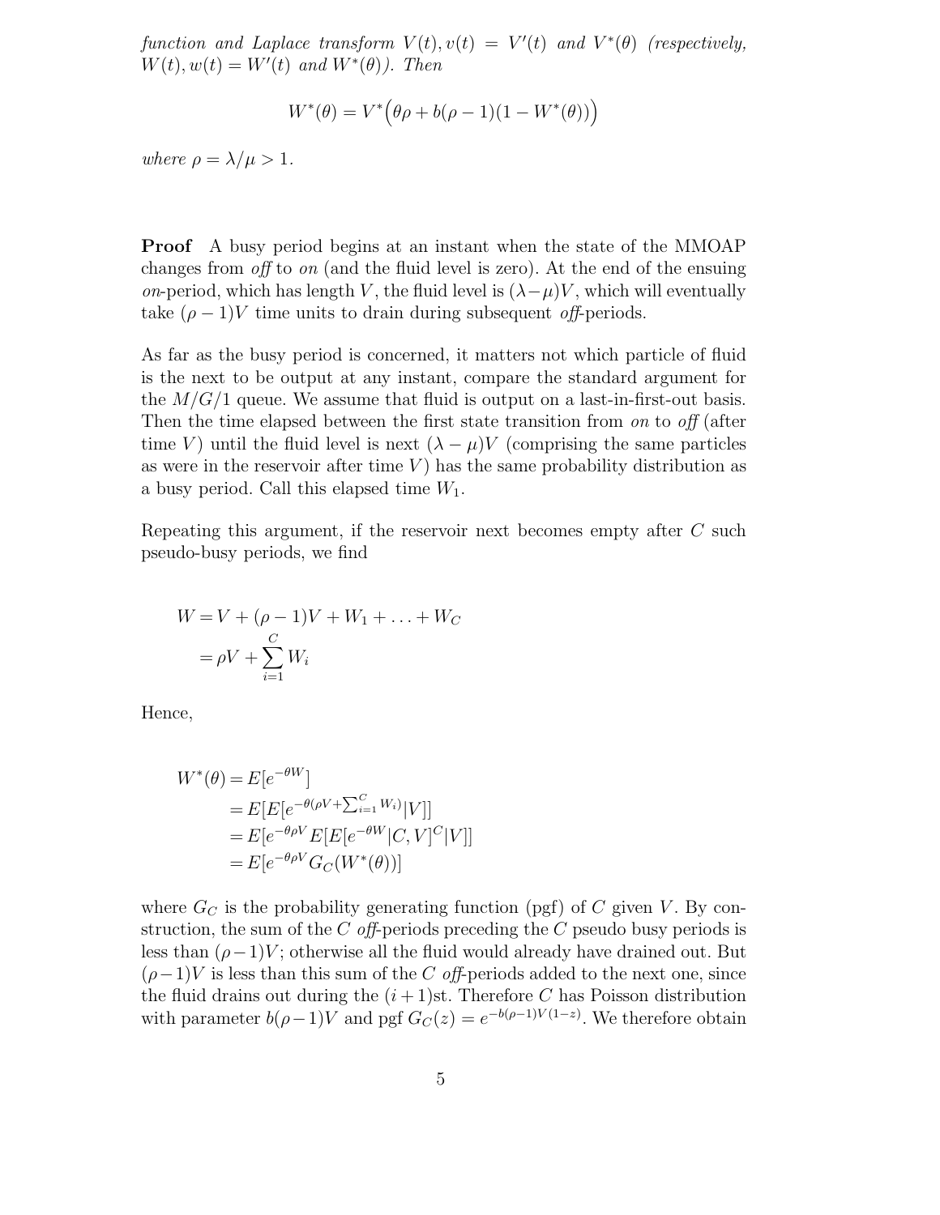*function and Laplace transform $V(t), v(t) = V'(t)$ and $V^*(\theta)$ (respectively, $W(t), w(t) = W'(t)$ and $W^*(\theta)$). Then*

$$W^*(\theta) = V^*\Big(\theta\rho + b(\rho - 1)(1 - W^*(\theta))\Big)$$

*where $\rho = \lambda/\mu > 1$.*

**Proof** A busy period begins at an instant when the state of the MMOAP changes from *off* to *on* (and the fluid level is zero). At the end of the ensuing *on*-period, which has length $V$, the fluid level is $(\lambda - \mu)V$, which will eventually take $(\rho - 1)V$ time units to drain during subsequent *off*-periods.

As far as the busy period is concerned, it matters not which particle of fluid is the next to be output at any instant, compare the standard argument for the $M/G/1$ queue. We assume that fluid is output on a last-in-first-out basis. Then the time elapsed between the first state transition from *on* to *off* (after time $V$) until the fluid level is next $(\lambda - \mu)V$ (comprising the same particles as were in the reservoir after time $V$) has the same probability distribution as a busy period. Call this elapsed time $W_1$.

Repeating this argument, if the reservoir next becomes empty after $C$ such pseudo-busy periods, we find

$$\begin{aligned}
W &= V + (\rho - 1)V + W_1 + \ldots + W_C \\
&= \rho V + \sum_{i=1}^{C} W_i
\end{aligned}$$

Hence,

$$\begin{aligned}
W^*(\theta) &= E[e^{-\theta W}] \\
&= E[E[e^{-\theta(\rho V + \sum_{i=1}^{C} W_i)}|V]] \\
&= E[e^{-\theta\rho V} E[E[e^{-\theta W}|C, V]^C|V]] \\
&= E[e^{-\theta\rho V} G_C(W^*(\theta))]
\end{aligned}$$

where $G_C$ is the probability generating function (pgf) of $C$ given $V$. By construction, the sum of the $C$ *off*-periods preceding the $C$ pseudo busy periods is less than $(\rho - 1)V$; otherwise all the fluid would already have drained out. But $(\rho - 1)V$ is less than this sum of the $C$ *off*-periods added to the next one, since the fluid drains out during the $(i+1)$st. Therefore $C$ has Poisson distribution with parameter $b(\rho - 1)V$ and pgf $G_C(z) = e^{-b(\rho-1)V(1-z)}$. We therefore obtain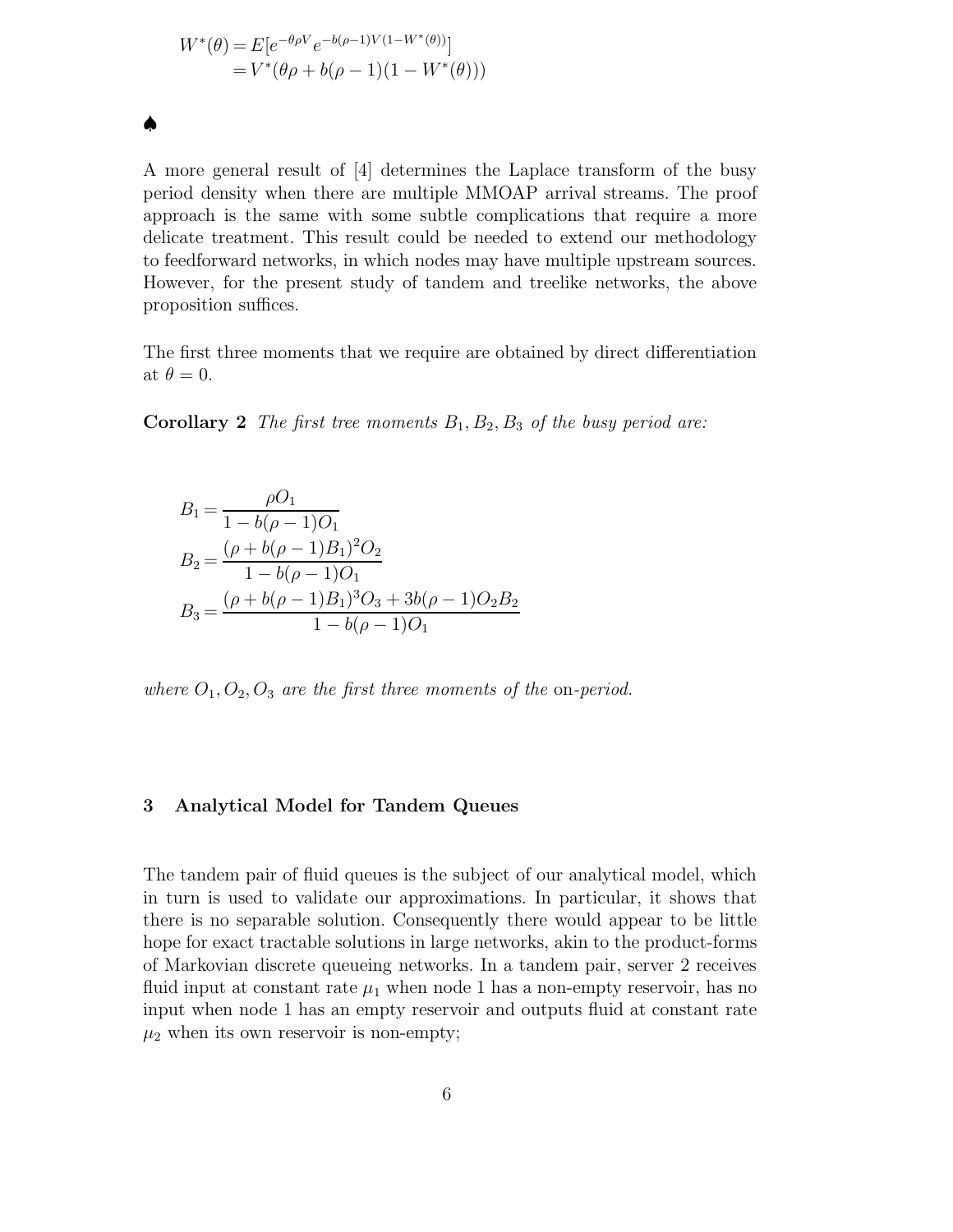$$
\begin{aligned}
W^*(\theta) &= E[e^{-\theta\rho V} e^{-b(\rho-1)V(1-W^*(\theta))}] \\
&= V^*(\theta\rho + b(\rho-1)(1-W^*(\theta)))
\end{aligned}
$$

♠

A more general result of [4] determines the Laplace transform of the busy period density when there are multiple MMOAP arrival streams. The proof approach is the same with some subtle complications that require a more delicate treatment. This result could be needed to extend our methodology to feedforward networks, in which nodes may have multiple upstream sources. However, for the present study of tandem and treelike networks, the above proposition suffices.

The first three moments that we require are obtained by direct differentiation at $\theta = 0$.

**Corollary 2** *The first tree moments $B_1, B_2, B_3$ of the busy period are:*

$$
\begin{aligned}
B_1 &= \frac{\rho O_1}{1 - b(\rho-1)O_1} \\
B_2 &= \frac{(\rho + b(\rho-1)B_1)^2 O_2}{1 - b(\rho-1)O_1} \\
B_3 &= \frac{(\rho + b(\rho-1)B_1)^3 O_3 + 3b(\rho-1)O_2 B_2}{1 - b(\rho-1)O_1}
\end{aligned}
$$

*where $O_1, O_2, O_3$ are the first three moments of the* on*-period.*

## 3 Analytical Model for Tandem Queues

The tandem pair of fluid queues is the subject of our analytical model, which in turn is used to validate our approximations. In particular, it shows that there is no separable solution. Consequently there would appear to be little hope for exact tractable solutions in large networks, akin to the product-forms of Markovian discrete queueing networks. In a tandem pair, server 2 receives fluid input at constant rate $\mu_1$ when node 1 has a non-empty reservoir, has no input when node 1 has an empty reservoir and outputs fluid at constant rate $\mu_2$ when its own reservoir is non-empty;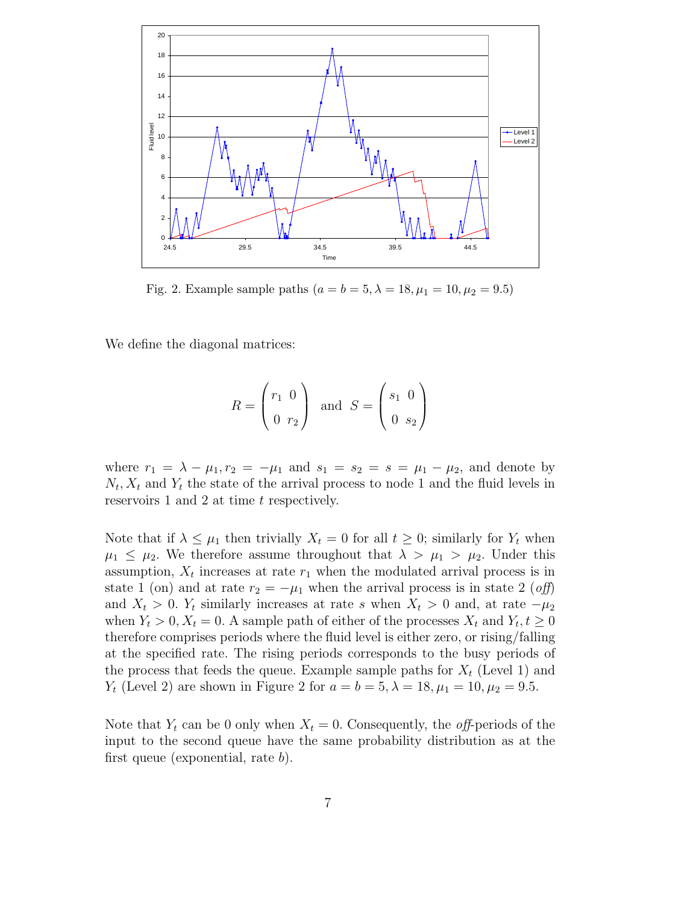Fig. 2. Example sample paths ($a = b = 5, \lambda = 18, \mu_1 = 10, \mu_2 = 9.5$)

We define the diagonal matrices:

$$R = \begin{pmatrix} r_1 & 0 \\ 0 & r_2 \end{pmatrix} \text{ and } S = \begin{pmatrix} s_1 & 0 \\ 0 & s_2 \end{pmatrix}$$

where $r_1 = \lambda - \mu_1, r_2 = -\mu_1$ and $s_1 = s_2 = s = \mu_1 - \mu_2$, and denote by $N_t, X_t$ and $Y_t$ the state of the arrival process to node 1 and the fluid levels in reservoirs 1 and 2 at time $t$ respectively.

Note that if $\lambda \leq \mu_1$ then trivially $X_t = 0$ for all $t \geq 0$; similarly for $Y_t$ when $\mu_1 \leq \mu_2$. We therefore assume throughout that $\lambda > \mu_1 > \mu_2$. Under this assumption, $X_t$ increases at rate $r_1$ when the modulated arrival process is in state 1 (on) and at rate $r_2 = -\mu_1$ when the arrival process is in state 2 (*off*) and $X_t > 0$. $Y_t$ similarly increases at rate $s$ when $X_t > 0$ and, at rate $-\mu_2$ when $Y_t > 0, X_t = 0$. A sample path of either of the processes $X_t$ and $Y_t, t \geq 0$ therefore comprises periods where the fluid level is either zero, or rising/falling at the specified rate. The rising periods corresponds to the busy periods of the process that feeds the queue. Example sample paths for $X_t$ (Level 1) and $Y_t$ (Level 2) are shown in Figure 2 for $a = b = 5, \lambda = 18, \mu_1 = 10, \mu_2 = 9.5$.

Note that $Y_t$ can be 0 only when $X_t = 0$. Consequently, the *off*-periods of the input to the second queue have the same probability distribution as at the first queue (exponential, rate $b$).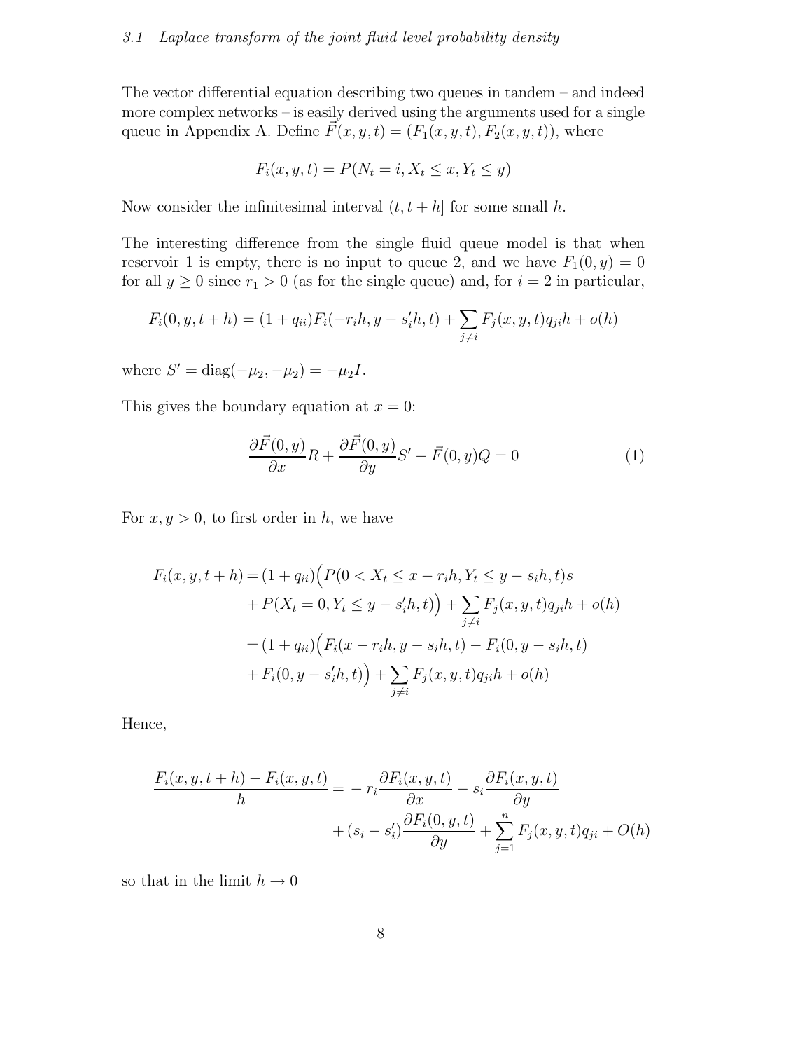### 3.1 Laplace transform of the joint fluid level probability density

The vector differential equation describing two queues in tandem – and indeed more complex networks – is easily derived using the arguments used for a single queue in Appendix A. Define $\vec{F}(x, y, t) = (F_1(x, y, t), F_2(x, y, t))$, where

$$F_i(x, y, t) = P(N_t = i, X_t \leq x, Y_t \leq y)$$

Now consider the infinitesimal interval $(t, t + h]$ for some small $h$.

The interesting difference from the single fluid queue model is that when reservoir 1 is empty, there is no input to queue 2, and we have $F_1(0, y) = 0$ for all $y \geq 0$ since $r_1 > 0$ (as for the single queue) and, for $i = 2$ in particular,

$$F_i(0, y, t + h) = (1 + q_{ii})F_i(-r_i h, y - s_i' h, t) + \sum_{j \neq i} F_j(x, y, t)q_{ji}h + o(h)$$

where $S' = \text{diag}(-\mu_2, -\mu_2) = -\mu_2 I$.

This gives the boundary equation at $x = 0$:

$$\frac{\partial \vec{F}(0, y)}{\partial x} R + \frac{\partial \vec{F}(0, y)}{\partial y} S' - \vec{F}(0, y)Q = 0 \tag{1}$$

For $x, y > 0$, to first order in $h$, we have

$$\begin{aligned}
F_i(x, y, t + h) &= (1 + q_{ii})\Big(P(0 < X_t \leq x - r_i h, Y_t \leq y - s_i h, t)s \\
&\quad + P(X_t = 0, Y_t \leq y - s_i' h, t)\Big) + \sum_{j \neq i} F_j(x, y, t)q_{ji}h + o(h) \\
&= (1 + q_{ii})\Big(F_i(x - r_i h, y - s_i h, t) - F_i(0, y - s_i h, t) \\
&\quad + F_i(0, y - s_i' h, t)\Big) + \sum_{j \neq i} F_j(x, y, t)q_{ji}h + o(h)
\end{aligned}$$

Hence,

$$\begin{aligned}
\frac{F_i(x, y, t + h) - F_i(x, y, t)}{h} &= -r_i \frac{\partial F_i(x, y, t)}{\partial x} - s_i \frac{\partial F_i(x, y, t)}{\partial y} \\
&\quad + (s_i - s_i') \frac{\partial F_i(0, y, t)}{\partial y} + \sum_{j=1}^{n} F_j(x, y, t)q_{ji} + O(h)
\end{aligned}$$

so that in the limit $h \to 0$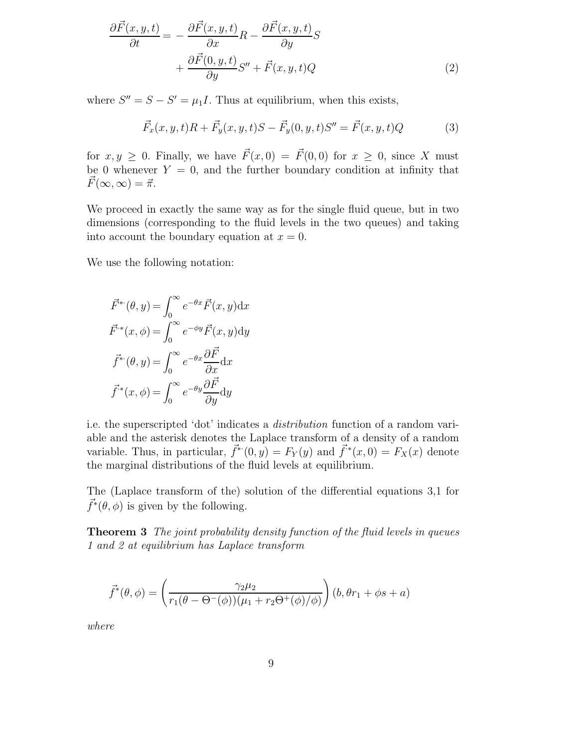$$
\begin{aligned}
\frac{\partial \vec{F}(x,y,t)}{\partial t} = & -\frac{\partial \vec{F}(x,y,t)}{\partial x}R - \frac{\partial \vec{F}(x,y,t)}{\partial y}S \\
& + \frac{\partial \vec{F}(0,y,t)}{\partial y}S'' + \vec{F}(x,y,t)Q
\end{aligned} \tag{2}
$$

where $S'' = S - S' = \mu_1 I$. Thus at equilibrium, when this exists,

$$
\vec{F}_x(x,y,t)R + \vec{F}_y(x,y,t)S - \vec{F}_y(0,y,t)S'' = \vec{F}(x,y,t)Q \tag{3}
$$

for $x, y \geq 0$. Finally, we have $\vec{F}(x,0) = \vec{F}(0,0)$ for $x \geq 0$, since $X$ must be 0 whenever $Y = 0$, and the further boundary condition at infinity that $\vec{F}(\infty,\infty) = \vec{\pi}$.

We proceed in exactly the same way as for the single fluid queue, but in two dimensions (corresponding to the fluid levels in the two queues) and taking into account the boundary equation at $x = 0$.

We use the following notation:

$$
\begin{aligned}
\vec{F}^{*\cdot}(\theta,y) &= \int_0^\infty e^{-\theta x}\vec{F}(x,y)\mathrm{d}x \\
\vec{F}^{\cdot *}(x,\phi) &= \int_0^\infty e^{-\phi y}\vec{F}(x,y)\mathrm{d}y \\
\vec{f}^{*\cdot}(\theta,y) &= \int_0^\infty e^{-\theta x}\frac{\partial \vec{F}}{\partial x}\mathrm{d}x \\
\vec{f}^{\cdot *}(x,\phi) &= \int_0^\infty e^{-\theta y}\frac{\partial \vec{F}}{\partial y}\mathrm{d}y
\end{aligned}
$$

i.e. the superscripted 'dot' indicates a *distribution* function of a random variable and the asterisk denotes the Laplace transform of a density of a random variable. Thus, in particular, $\vec{f}^{*\cdot}(0,y) = F_Y(y)$ and $\vec{f}^{\cdot *}(x,0) = F_X(x)$ denote the marginal distributions of the fluid levels at equilibrium.

The (Laplace transform of the) solution of the differential equations 3,1 for $\vec{f}^*(\theta,\phi)$ is given by the following.

**Theorem 3** *The joint probability density function of the fluid levels in queues 1 and 2 at equilibrium has Laplace transform*

$$
\vec{f}^*(\theta,\phi) = \left( \frac{\gamma_2 \mu_2}{r_1(\theta - \Theta^-(\phi))(\mu_1 + r_2\Theta^+(\phi)/\phi)} \right)(b, \theta r_1 + \phi s + a)
$$

*where*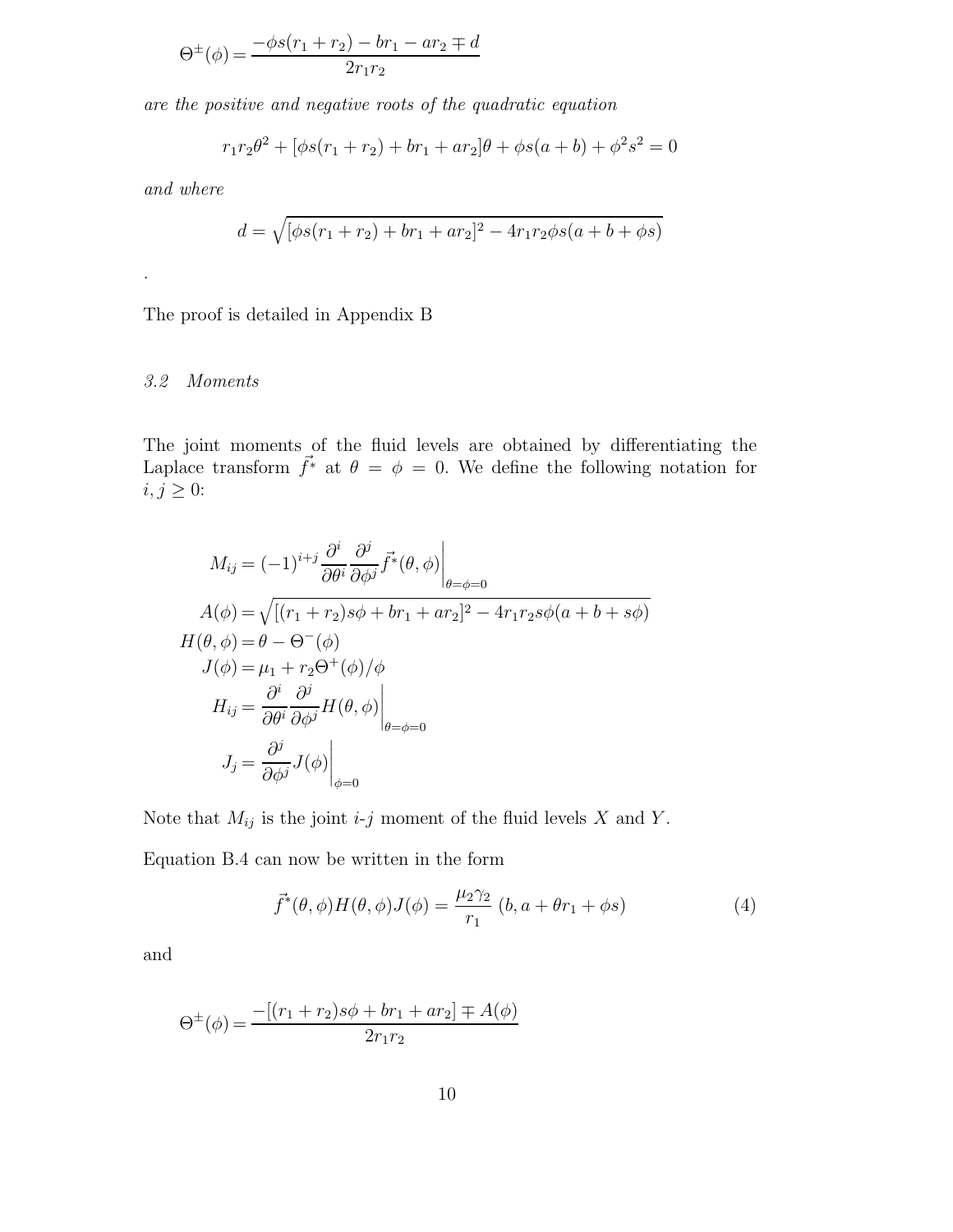$$\Theta^{\pm}(\phi) = \frac{-\phi s(r_1 + r_2) - br_1 - ar_2 \mp d}{2r_1 r_2}$$

*are the positive and negative roots of the quadratic equation*

$$r_1 r_2 \theta^2 + [\phi s(r_1 + r_2) + br_1 + ar_2]\theta + \phi s(a + b) + \phi^2 s^2 = 0$$

*and where*

$$d = \sqrt{[\phi s(r_1 + r_2) + br_1 + ar_2]^2 - 4r_1 r_2 \phi s(a + b + \phi s)}$$

.

The proof is detailed in Appendix B

### *3.2 Moments*

The joint moments of the fluid levels are obtained by differentiating the Laplace transform $\vec{f^*}$ at $\theta = \phi = 0$. We define the following notation for $i, j \geq 0$:

$$M_{ij} = (-1)^{i+j} \frac{\partial^i}{\partial \theta^i} \frac{\partial^j}{\partial \phi^j} \vec{f^*}(\theta, \phi) \bigg|_{\theta = \phi = 0}$$

$$A(\phi) = \sqrt{[(r_1 + r_2)s\phi + br_1 + ar_2]^2 - 4r_1 r_2 s\phi(a + b + s\phi)}$$

$$H(\theta, \phi) = \theta - \Theta^-(\phi)$$

$$J(\phi) = \mu_1 + r_2 \Theta^+(\phi)/\phi$$

$$H_{ij} = \frac{\partial^i}{\partial \theta^i} \frac{\partial^j}{\partial \phi^j} H(\theta, \phi) \bigg|_{\theta = \phi = 0}$$

$$J_j = \frac{\partial^j}{\partial \phi^j} J(\phi) \bigg|_{\phi = 0}$$

Note that $M_{ij}$ is the joint $i$-$j$ moment of the fluid levels $X$ and $Y$.

Equation B.4 can now be written in the form

$$\vec{f^*}(\theta, \phi) H(\theta, \phi) J(\phi) = \frac{\mu_2 \gamma_2}{r_1} \ (b, a + \theta r_1 + \phi s) \tag{4}$$

and

$$\Theta^{\pm}(\phi) = \frac{-[(r_1 + r_2)s\phi + br_1 + ar_2] \mp A(\phi)}{2r_1 r_2}$$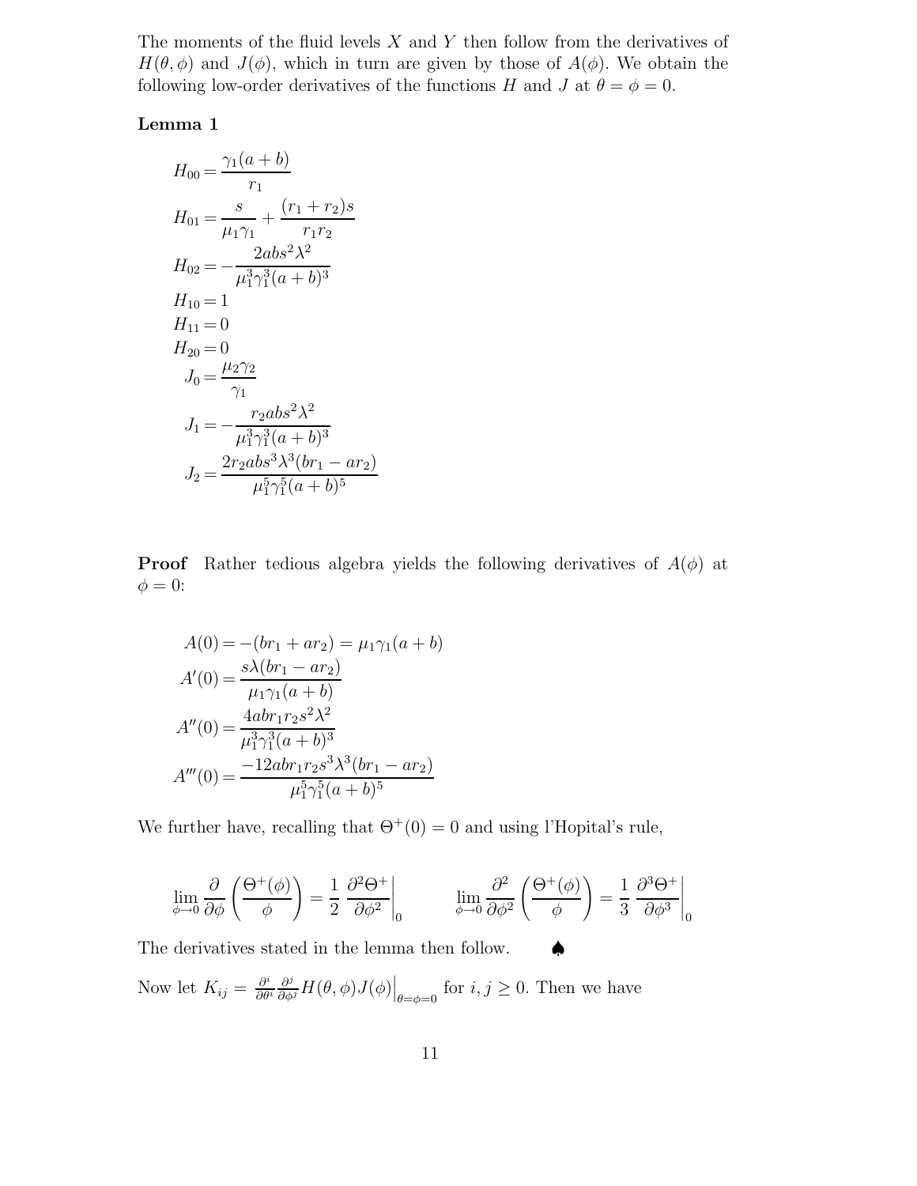The moments of the fluid levels $X$ and $Y$ then follow from the derivatives of $H(\theta, \phi)$ and $J(\phi)$, which in turn are given by those of $A(\phi)$. We obtain the following low-order derivatives of the functions $H$ and $J$ at $\theta = \phi = 0$.

**Lemma 1**

$$
\begin{aligned}
H_{00} &= \frac{\gamma_1(a+b)}{r_1} \\
H_{01} &= \frac{s}{\mu_1\gamma_1} + \frac{(r_1+r_2)s}{r_1 r_2} \\
H_{02} &= -\frac{2abs^2\lambda^2}{\mu_1^3\gamma_1^3(a+b)^3} \\
H_{10} &= 1 \\
H_{11} &= 0 \\
H_{20} &= 0 \\
J_0 &= \frac{\mu_2\gamma_2}{\gamma_1} \\
J_1 &= -\frac{r_2 abs^2\lambda^2}{\mu_1^3\gamma_1^3(a+b)^3} \\
J_2 &= \frac{2r_2 abs^3\lambda^3(br_1 - ar_2)}{\mu_1^5\gamma_1^5(a+b)^5}
\end{aligned}
$$

**Proof** Rather tedious algebra yields the following derivatives of $A(\phi)$ at $\phi = 0$:

$$
\begin{aligned}
A(0) &= -(br_1 + ar_2) = \mu_1\gamma_1(a+b) \\
A'(0) &= \frac{s\lambda(br_1 - ar_2)}{\mu_1\gamma_1(a+b)} \\
A''(0) &= \frac{4abr_1r_2s^2\lambda^2}{\mu_1^3\gamma_1^3(a+b)^3} \\
A'''(0) &= \frac{-12abr_1r_2s^3\lambda^3(br_1 - ar_2)}{\mu_1^5\gamma_1^5(a+b)^5}
\end{aligned}
$$

We further have, recalling that $\Theta^+(0) = 0$ and using l'Hopital's rule,

$$
\lim_{\phi\to 0} \frac{\partial}{\partial\phi}\left(\frac{\Theta^+(\phi)}{\phi}\right) = \frac{1}{2}\left.\frac{\partial^2\Theta^+}{\partial\phi^2}\right|_0 \qquad \lim_{\phi\to 0} \frac{\partial^2}{\partial\phi^2}\left(\frac{\Theta^+(\phi)}{\phi}\right) = \frac{1}{3}\left.\frac{\partial^3\Theta^+}{\partial\phi^3}\right|_0
$$

The derivatives stated in the lemma then follow. ♠

Now let $K_{ij} = \frac{\partial^i}{\partial\theta^i}\frac{\partial^j}{\partial\phi^j}H(\theta,\phi)J(\phi)\Big|_{\theta=\phi=0}$ for $i, j \geq 0$. Then we have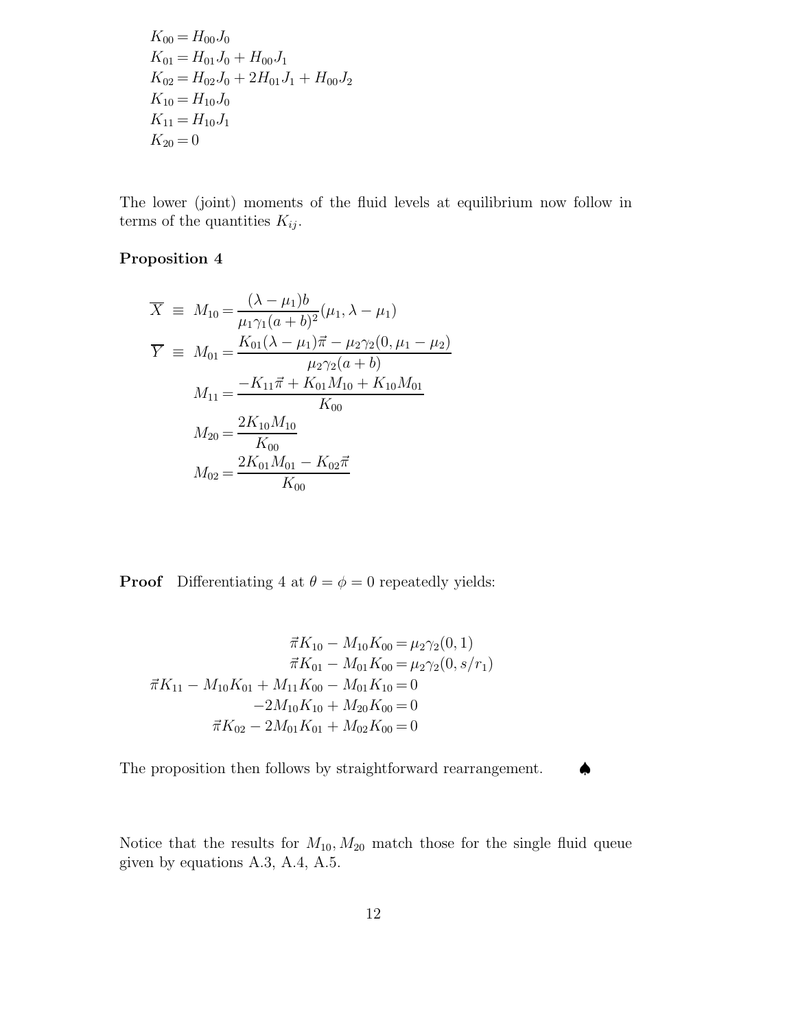$$
\begin{aligned}
K_{00} &= H_{00}J_0 \\
K_{01} &= H_{01}J_0 + H_{00}J_1 \\
K_{02} &= H_{02}J_0 + 2H_{01}J_1 + H_{00}J_2 \\
K_{10} &= H_{10}J_0 \\
K_{11} &= H_{10}J_1 \\
K_{20} &= 0
\end{aligned}
$$

The lower (joint) moments of the fluid levels at equilibrium now follow in terms of the quantities $K_{ij}$.

**Proposition 4**

$$
\begin{aligned}
\overline{X} \;\equiv\; M_{10} &= \frac{(\lambda-\mu_1)b}{\mu_1\gamma_1(a+b)^2}(\mu_1, \lambda-\mu_1) \\
\overline{Y} \;\equiv\; M_{01} &= \frac{K_{01}(\lambda-\mu_1)\vec{\pi} - \mu_2\gamma_2(0, \mu_1-\mu_2)}{\mu_2\gamma_2(a+b)} \\
M_{11} &= \frac{-K_{11}\vec{\pi} + K_{01}M_{10} + K_{10}M_{01}}{K_{00}} \\
M_{20} &= \frac{2K_{10}M_{10}}{K_{00}} \\
M_{02} &= \frac{2K_{01}M_{01} - K_{02}\vec{\pi}}{K_{00}}
\end{aligned}
$$

**Proof** Differentiating 4 at $\theta = \phi = 0$ repeatedly yields:

$$
\begin{aligned}
\vec{\pi}K_{10} - M_{10}K_{00} &= \mu_2\gamma_2(0,1) \\
\vec{\pi}K_{01} - M_{01}K_{00} &= \mu_2\gamma_2(0, s/r_1) \\
\vec{\pi}K_{11} - M_{10}K_{01} + M_{11}K_{00} - M_{01}K_{10} &= 0 \\
-2M_{10}K_{10} + M_{20}K_{00} &= 0 \\
\vec{\pi}K_{02} - 2M_{01}K_{01} + M_{02}K_{00} &= 0
\end{aligned}
$$

The proposition then follows by straightforward rearrangement. ♠

Notice that the results for $M_{10}, M_{20}$ match those for the single fluid queue given by equations A.3, A.4, A.5.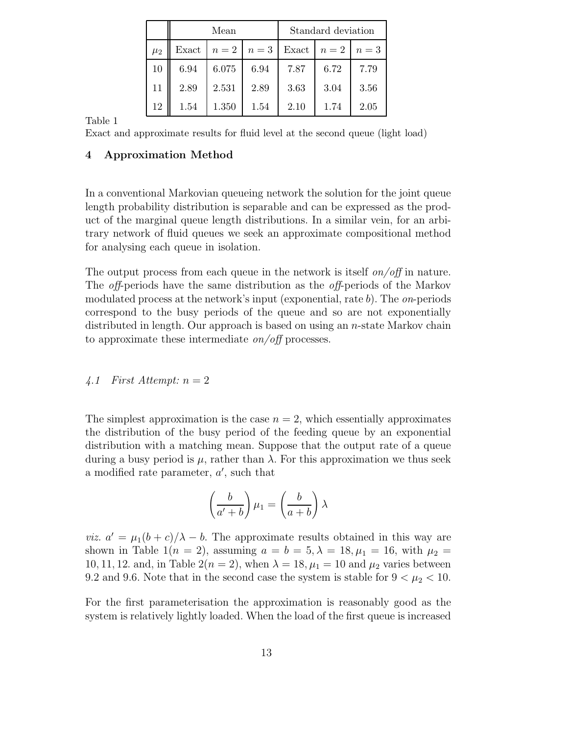| | Mean | | | Standard deviation | | |
|---|---|---|---|---|---|---|
| $\mu_2$ | Exact | $n = 2$ | $n = 3$ | Exact | $n = 2$ | $n = 3$ |
| 10 | 6.94 | 6.075 | 6.94 | 7.87 | 6.72 | 7.79 |
| 11 | 2.89 | 2.531 | 2.89 | 3.63 | 3.04 | 3.56 |
| 12 | 1.54 | 1.350 | 1.54 | 2.10 | 1.74 | 2.05 |

Table 1

Exact and approximate results for fluid level at the second queue (light load)

## 4 Approximation Method

In a conventional Markovian queueing network the solution for the joint queue length probability distribution is separable and can be expressed as the product of the marginal queue length distributions. In a similar vein, for an arbitrary network of fluid queues we seek an approximate compositional method for analysing each queue in isolation.

The output process from each queue in the network is itself *on/off* in nature. The *off*-periods have the same distribution as the *off*-periods of the Markov modulated process at the network's input (exponential, rate $b$). The *on*-periods correspond to the busy periods of the queue and so are not exponentially distributed in length. Our approach is based on using an $n$-state Markov chain to approximate these intermediate *on/off* processes.

### *4.1 First Attempt: $n = 2$*

The simplest approximation is the case $n = 2$, which essentially approximates the distribution of the busy period of the feeding queue by an exponential distribution with a matching mean. Suppose that the output rate of a queue during a busy period is $\mu$, rather than $\lambda$. For this approximation we thus seek a modified rate parameter, $a'$, such that

$$\left(\frac{b}{a'+b}\right)\mu_1 = \left(\frac{b}{a+b}\right)\lambda$$

*viz.* $a' = \mu_1(b+c)/\lambda - b$. The approximate results obtained in this way are shown in Table 1($n = 2$), assuming $a = b = 5, \lambda = 18, \mu_1 = 16$, with $\mu_2 = 10, 11, 12$. and, in Table 2($n = 2$), when $\lambda = 18, \mu_1 = 10$ and $\mu_2$ varies between 9.2 and 9.6. Note that in the second case the system is stable for $9 < \mu_2 < 10$.

For the first parameterisation the approximation is reasonably good as the system is relatively lightly loaded. When the load of the first queue is increased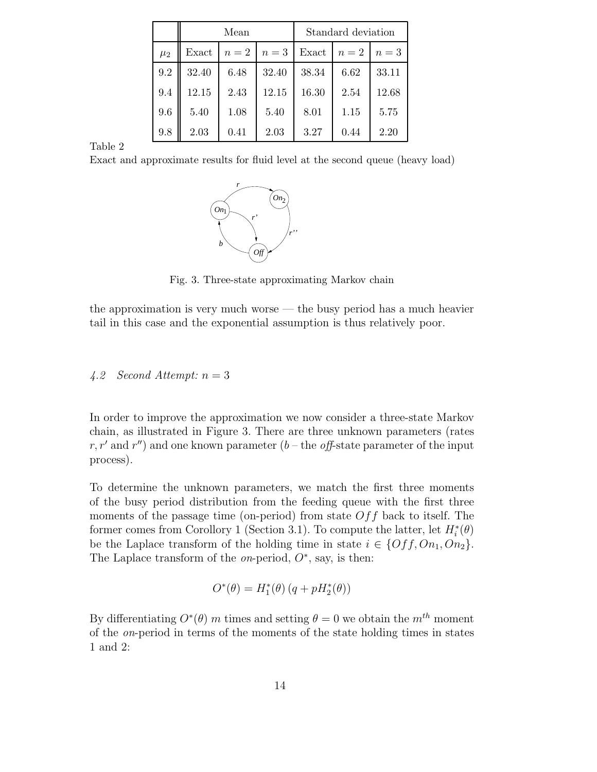| | Mean | | | Standard deviation | | |
|---|---|---|---|---|---|---|
| $\mu_2$ | Exact | $n=2$ | $n=3$ | Exact | $n=2$ | $n=3$ |
| 9.2 | 32.40 | 6.48 | 32.40 | 38.34 | 6.62 | 33.11 |
| 9.4 | 12.15 | 2.43 | 12.15 | 16.30 | 2.54 | 12.68 |
| 9.6 | 5.40 | 1.08 | 5.40 | 8.01 | 1.15 | 5.75 |
| 9.8 | 2.03 | 0.41 | 2.03 | 3.27 | 0.44 | 2.20 |

Table 2
Exact and approximate results for fluid level at the second queue (heavy load)

Fig. 3. Three-state approximating Markov chain

the approximation is very much worse — the busy period has a much heavier tail in this case and the exponential assumption is thus relatively poor.

### 4.2 Second Attempt: $n = 3$

In order to improve the approximation we now consider a three-state Markov chain, as illustrated in Figure 3. There are three unknown parameters (rates $r, r'$ and $r''$) and one known parameter ($b$ – the *off*-state parameter of the input process).

To determine the unknown parameters, we match the first three moments of the busy period distribution from the feeding queue with the first three moments of the passage time (on-period) from state $Off$ back to itself. The former comes from Corollory 1 (Section 3.1). To compute the latter, let $H_i^*(\theta)$ be the Laplace transform of the holding time in state $i \in \{Off, On_1, On_2\}$. The Laplace transform of the *on*-period, $O^*$, say, is then:

$$O^*(\theta) = H_1^*(\theta)\left(q + pH_2^*(\theta)\right)$$

By differentiating $O^*(\theta)$ $m$ times and setting $\theta = 0$ we obtain the $m^{th}$ moment of the *on*-period in terms of the moments of the state holding times in states 1 and 2: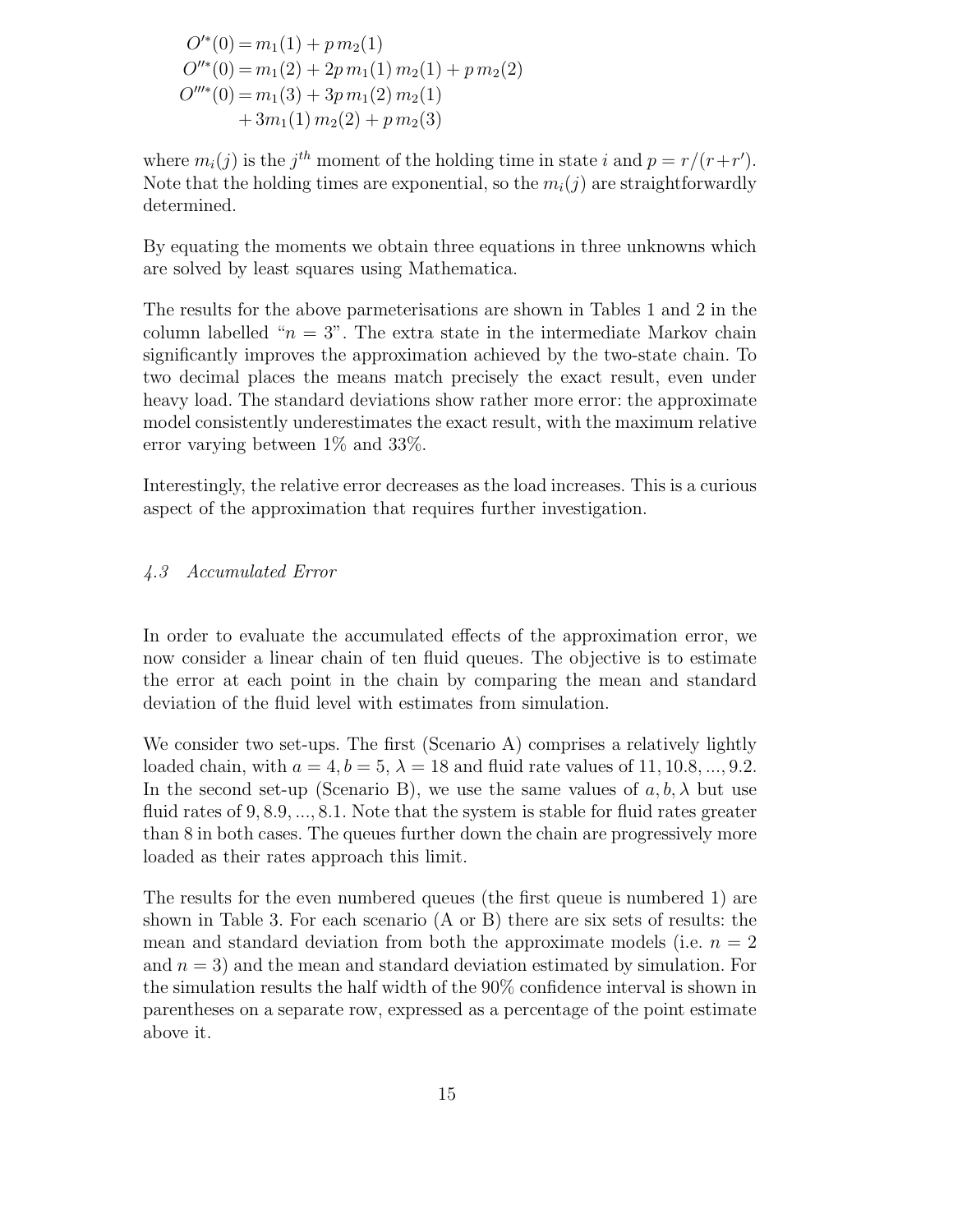$$
\begin{aligned}
O'^{*}(0) &= m_1(1) + p\, m_2(1) \\
O''^{*}(0) &= m_1(2) + 2p\, m_1(1)\, m_2(1) + p\, m_2(2) \\
O'''^{*}(0) &= m_1(3) + 3p\, m_1(2)\, m_2(1) \\
&\quad + 3m_1(1)\, m_2(2) + p\, m_2(3)
\end{aligned}
$$

where $m_i(j)$ is the $j^{th}$ moment of the holding time in state $i$ and $p = r/(r+r')$. Note that the holding times are exponential, so the $m_i(j)$ are straightforwardly determined.

By equating the moments we obtain three equations in three unknowns which are solved by least squares using Mathematica.

The results for the above parmeterisations are shown in Tables 1 and 2 in the column labelled "$n = 3$". The extra state in the intermediate Markov chain significantly improves the approximation achieved by the two-state chain. To two decimal places the means match precisely the exact result, even under heavy load. The standard deviations show rather more error: the approximate model consistently underestimates the exact result, with the maximum relative error varying between 1% and 33%.

Interestingly, the relative error decreases as the load increases. This is a curious aspect of the approximation that requires further investigation.

### *4.3 Accumulated Error*

In order to evaluate the accumulated effects of the approximation error, we now consider a linear chain of ten fluid queues. The objective is to estimate the error at each point in the chain by comparing the mean and standard deviation of the fluid level with estimates from simulation.

We consider two set-ups. The first (Scenario A) comprises a relatively lightly loaded chain, with $a = 4, b = 5, \lambda = 18$ and fluid rate values of $11, 10.8, ..., 9.2$. In the second set-up (Scenario B), we use the same values of $a, b, \lambda$ but use fluid rates of $9, 8.9, ..., 8.1$. Note that the system is stable for fluid rates greater than 8 in both cases. The queues further down the chain are progressively more loaded as their rates approach this limit.

The results for the even numbered queues (the first queue is numbered 1) are shown in Table 3. For each scenario (A or B) there are six sets of results: the mean and standard deviation from both the approximate models (i.e. $n = 2$ and $n = 3$) and the mean and standard deviation estimated by simulation. For the simulation results the half width of the 90% confidence interval is shown in parentheses on a separate row, expressed as a percentage of the point estimate above it.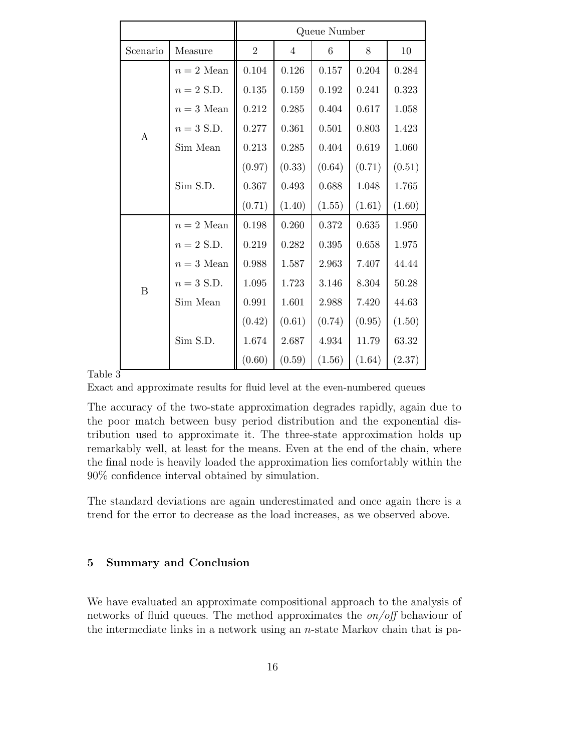| | | Queue Number | | | | |
|---|---|---|---|---|---|---|
| Scenario | Measure | 2 | 4 | 6 | 8 | 10 |
| A | $n = 2$ Mean | 0.104 | 0.126 | 0.157 | 0.204 | 0.284 |
| | $n = 2$ S.D. | 0.135 | 0.159 | 0.192 | 0.241 | 0.323 |
| | $n = 3$ Mean | 0.212 | 0.285 | 0.404 | 0.617 | 1.058 |
| | $n = 3$ S.D. | 0.277 | 0.361 | 0.501 | 0.803 | 1.423 |
| | Sim Mean | 0.213 | 0.285 | 0.404 | 0.619 | 1.060 |
| | | (0.97) | (0.33) | (0.64) | (0.71) | (0.51) |
| | Sim S.D. | 0.367 | 0.493 | 0.688 | 1.048 | 1.765 |
| | | (0.71) | (1.40) | (1.55) | (1.61) | (1.60) |
| B | $n = 2$ Mean | 0.198 | 0.260 | 0.372 | 0.635 | 1.950 |
| | $n = 2$ S.D. | 0.219 | 0.282 | 0.395 | 0.658 | 1.975 |
| | $n = 3$ Mean | 0.988 | 1.587 | 2.963 | 7.407 | 44.44 |
| | $n = 3$ S.D. | 1.095 | 1.723 | 3.146 | 8.304 | 50.28 |
| | Sim Mean | 0.991 | 1.601 | 2.988 | 7.420 | 44.63 |
| | | (0.42) | (0.61) | (0.74) | (0.95) | (1.50) |
| | Sim S.D. | 1.674 | 2.687 | 4.934 | 11.79 | 63.32 |
| | | (0.60) | (0.59) | (1.56) | (1.64) | (2.37) |

Table 3

Exact and approximate results for fluid level at the even-numbered queues

The accuracy of the two-state approximation degrades rapidly, again due to the poor match between busy period distribution and the exponential distribution used to approximate it. The three-state approximation holds up remarkably well, at least for the means. Even at the end of the chain, where the final node is heavily loaded the approximation lies comfortably within the 90% confidence interval obtained by simulation.

The standard deviations are again underestimated and once again there is a trend for the error to decrease as the load increases, as we observed above.

## 5 Summary and Conclusion

We have evaluated an approximate compositional approach to the analysis of networks of fluid queues. The method approximates the *on/off* behaviour of the intermediate links in a network using an $n$-state Markov chain that is pa-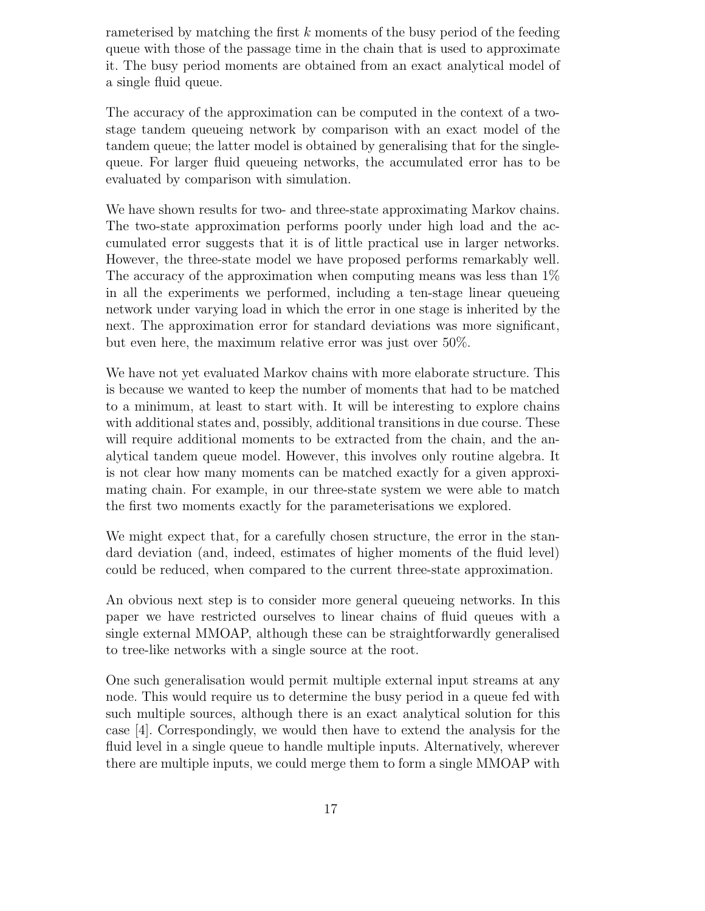rameterised by matching the first $k$ moments of the busy period of the feeding queue with those of the passage time in the chain that is used to approximate it. The busy period moments are obtained from an exact analytical model of a single fluid queue.

The accuracy of the approximation can be computed in the context of a two-stage tandem queueing network by comparison with an exact model of the tandem queue; the latter model is obtained by generalising that for the single-queue. For larger fluid queueing networks, the accumulated error has to be evaluated by comparison with simulation.

We have shown results for two- and three-state approximating Markov chains. The two-state approximation performs poorly under high load and the accumulated error suggests that it is of little practical use in larger networks. However, the three-state model we have proposed performs remarkably well. The accuracy of the approximation when computing means was less than 1% in all the experiments we performed, including a ten-stage linear queueing network under varying load in which the error in one stage is inherited by the next. The approximation error for standard deviations was more significant, but even here, the maximum relative error was just over 50%.

We have not yet evaluated Markov chains with more elaborate structure. This is because we wanted to keep the number of moments that had to be matched to a minimum, at least to start with. It will be interesting to explore chains with additional states and, possibly, additional transitions in due course. These will require additional moments to be extracted from the chain, and the analytical tandem queue model. However, this involves only routine algebra. It is not clear how many moments can be matched exactly for a given approximating chain. For example, in our three-state system we were able to match the first two moments exactly for the parameterisations we explored.

We might expect that, for a carefully chosen structure, the error in the standard deviation (and, indeed, estimates of higher moments of the fluid level) could be reduced, when compared to the current three-state approximation.

An obvious next step is to consider more general queueing networks. In this paper we have restricted ourselves to linear chains of fluid queues with a single external MMOAP, although these can be straightforwardly generalised to tree-like networks with a single source at the root.

One such generalisation would permit multiple external input streams at any node. This would require us to determine the busy period in a queue fed with such multiple sources, although there is an exact analytical solution for this case [4]. Correspondingly, we would then have to extend the analysis for the fluid level in a single queue to handle multiple inputs. Alternatively, wherever there are multiple inputs, we could merge them to form a single MMOAP with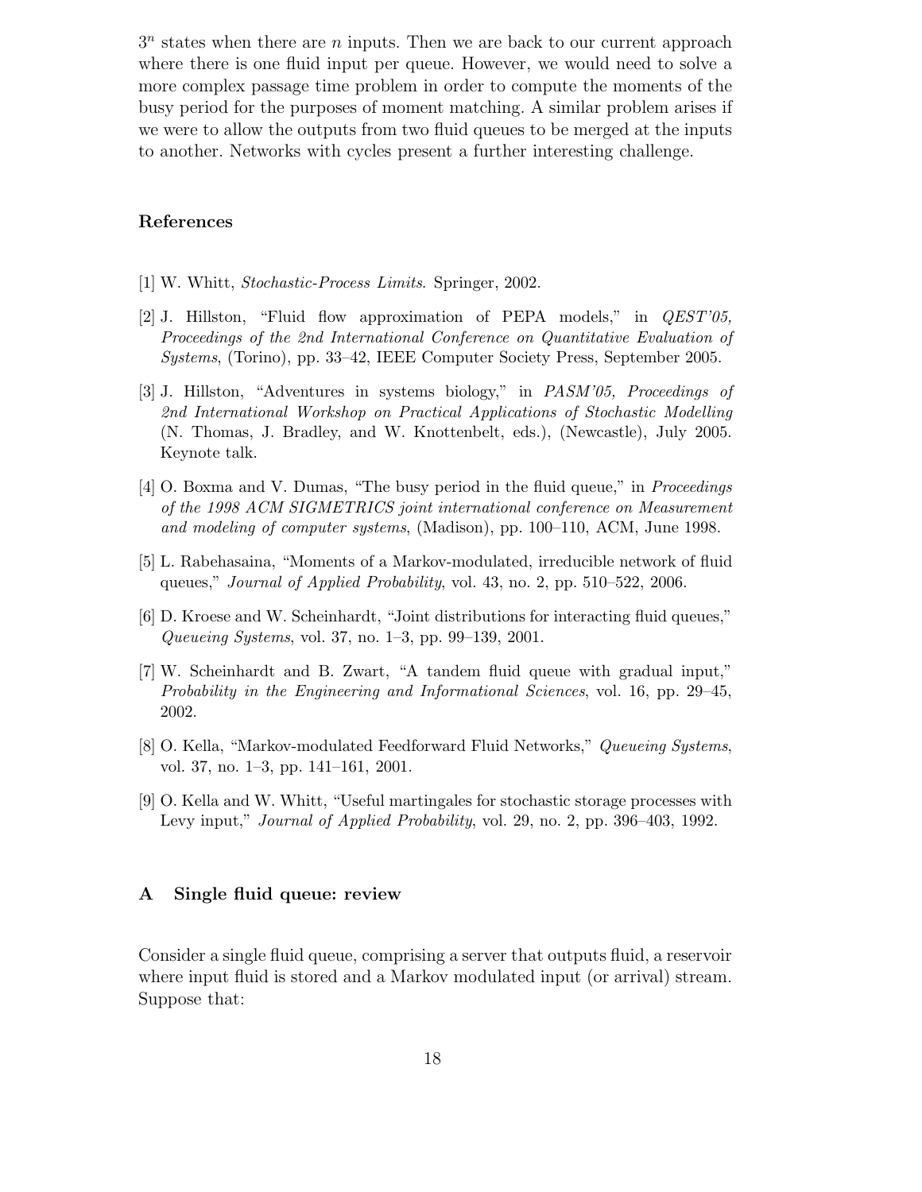$3^n$ states when there are $n$ inputs. Then we are back to our current approach where there is one fluid input per queue. However, we would need to solve a more complex passage time problem in order to compute the moments of the busy period for the purposes of moment matching. A similar problem arises if we were to allow the outputs from two fluid queues to be merged at the inputs to another. Networks with cycles present a further interesting challenge.

## References

[1] W. Whitt, *Stochastic-Process Limits*. Springer, 2002.

[2] J. Hillston, "Fluid flow approximation of PEPA models," in *QEST'05, Proceedings of the 2nd International Conference on Quantitative Evaluation of Systems*, (Torino), pp. 33–42, IEEE Computer Society Press, September 2005.

[3] J. Hillston, "Adventures in systems biology," in *PASM'05, Proceedings of 2nd International Workshop on Practical Applications of Stochastic Modelling* (N. Thomas, J. Bradley, and W. Knottenbelt, eds.), (Newcastle), July 2005. Keynote talk.

[4] O. Boxma and V. Dumas, "The busy period in the fluid queue," in *Proceedings of the 1998 ACM SIGMETRICS joint international conference on Measurement and modeling of computer systems*, (Madison), pp. 100–110, ACM, June 1998.

[5] L. Rabehasaina, "Moments of a Markov-modulated, irreducible network of fluid queues," *Journal of Applied Probability*, vol. 43, no. 2, pp. 510–522, 2006.

[6] D. Kroese and W. Scheinhardt, "Joint distributions for interacting fluid queues," *Queueing Systems*, vol. 37, no. 1–3, pp. 99–139, 2001.

[7] W. Scheinhardt and B. Zwart, "A tandem fluid queue with gradual input," *Probability in the Engineering and Informational Sciences*, vol. 16, pp. 29–45, 2002.

[8] O. Kella, "Markov-modulated Feedforward Fluid Networks," *Queueing Systems*, vol. 37, no. 1–3, pp. 141–161, 2001.

[9] O. Kella and W. Whitt, "Useful martingales for stochastic storage processes with Levy input," *Journal of Applied Probability*, vol. 29, no. 2, pp. 396–403, 1992.

## A Single fluid queue: review

Consider a single fluid queue, comprising a server that outputs fluid, a reservoir where input fluid is stored and a Markov modulated input (or arrival) stream. Suppose that: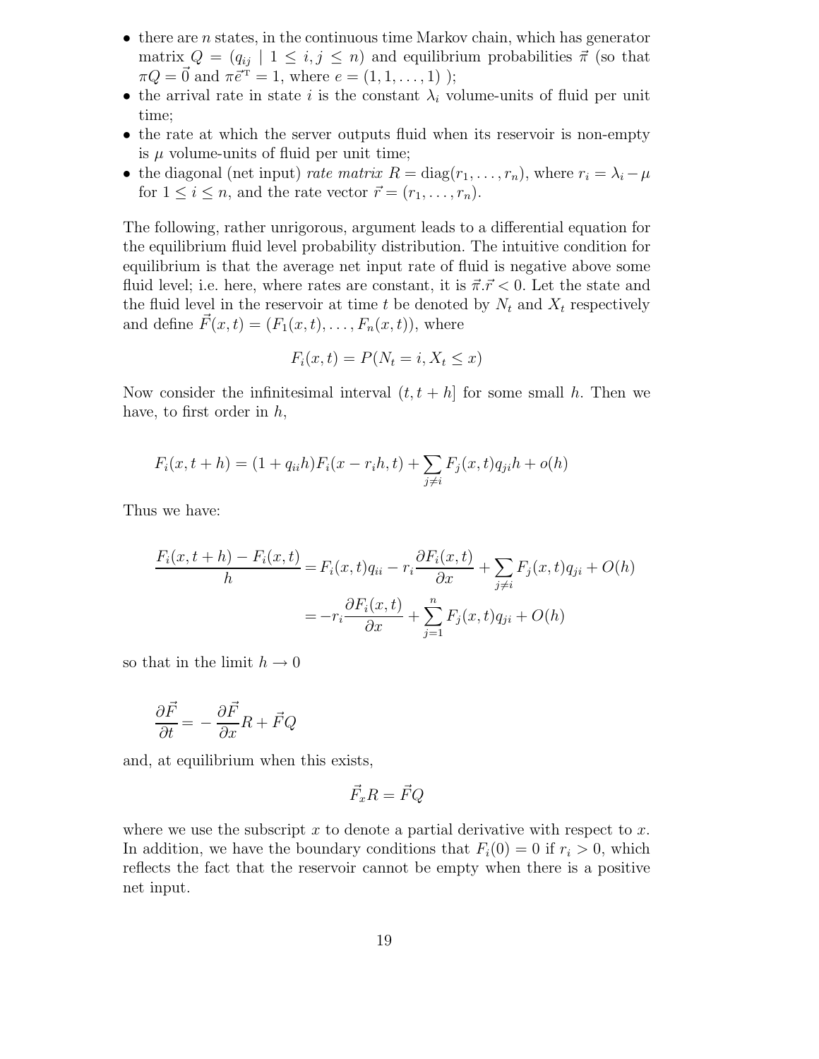- there are $n$ states, in the continuous time Markov chain, which has generator matrix $Q = (q_{ij} \mid 1 \leq i, j \leq n)$ and equilibrium probabilities $\vec{\pi}$ (so that $\pi Q = \vec{0}$ and $\pi \vec{e}^{\mathrm{T}} = 1$, where $e = (1, 1, \ldots, 1)$ );
- the arrival rate in state $i$ is the constant $\lambda_i$ volume-units of fluid per unit time;
- the rate at which the server outputs fluid when its reservoir is non-empty is $\mu$ volume-units of fluid per unit time;
- the diagonal (net input) *rate matrix* $R = \mathrm{diag}(r_1, \ldots, r_n)$, where $r_i = \lambda_i - \mu$ for $1 \leq i \leq n$, and the rate vector $\vec{r} = (r_1, \ldots, r_n)$.

The following, rather unrigorous, argument leads to a differential equation for the equilibrium fluid level probability distribution. The intuitive condition for equilibrium is that the average net input rate of fluid is negative above some fluid level; i.e. here, where rates are constant, it is $\vec{\pi} . \vec{r} < 0$. Let the state and the fluid level in the reservoir at time $t$ be denoted by $N_t$ and $X_t$ respectively and define $\vec{F}(x, t) = (F_1(x, t), \ldots, F_n(x, t))$, where

$$F_i(x, t) = P(N_t = i, X_t \leq x)$$

Now consider the infinitesimal interval $(t, t+h]$ for some small $h$. Then we have, to first order in $h$,

$$F_i(x, t+h) = (1 + q_{ii} h) F_i(x - r_i h, t) + \sum_{j \neq i} F_j(x, t) q_{ji} h + o(h)$$

Thus we have:

$$\begin{aligned}
\frac{F_i(x, t+h) - F_i(x, t)}{h} &= F_i(x, t) q_{ii} - r_i \frac{\partial F_i(x, t)}{\partial x} + \sum_{j \neq i} F_j(x, t) q_{ji} + O(h) \\
&= -r_i \frac{\partial F_i(x, t)}{\partial x} + \sum_{j=1}^{n} F_j(x, t) q_{ji} + O(h)
\end{aligned}$$

so that in the limit $h \to 0$

$$\frac{\partial \vec{F}}{\partial t} = -\frac{\partial \vec{F}}{\partial x} R + \vec{F} Q$$

and, at equilibrium when this exists,

$$\vec{F}_x R = \vec{F} Q$$

where we use the subscript $x$ to denote a partial derivative with respect to $x$. In addition, we have the boundary conditions that $F_i(0) = 0$ if $r_i > 0$, which reflects the fact that the reservoir cannot be empty when there is a positive net input.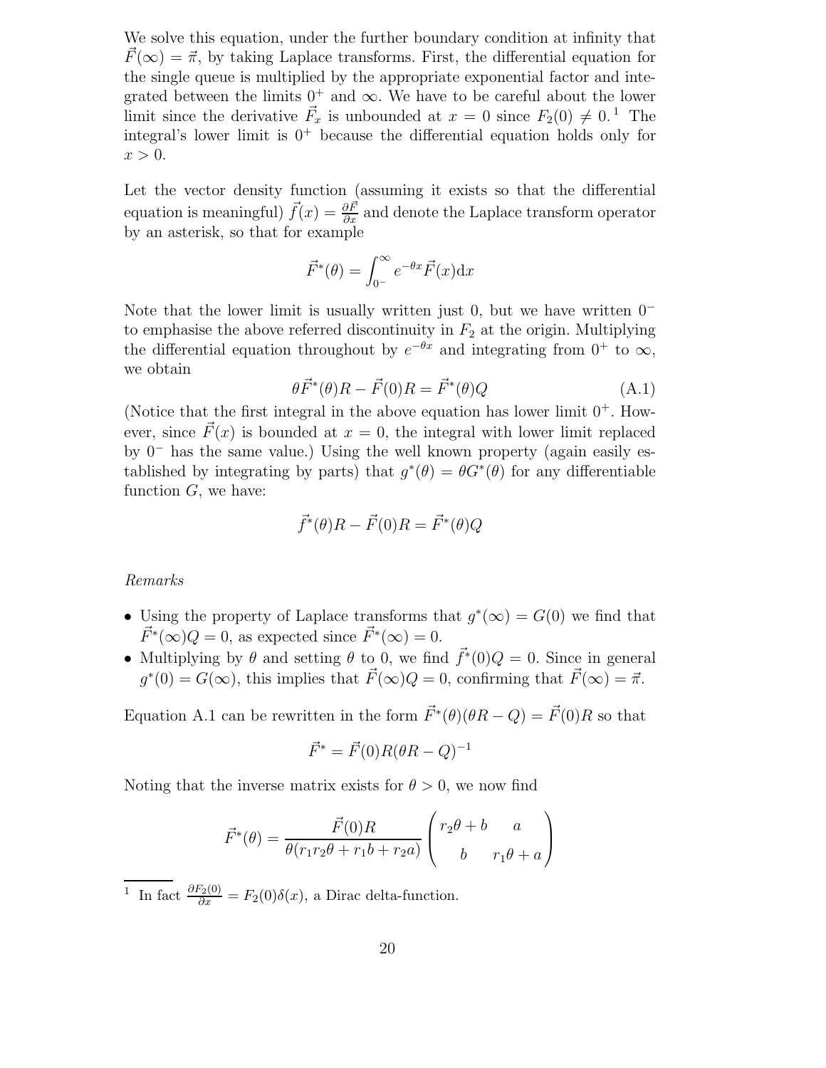We solve this equation, under the further boundary condition at infinity that $\vec{F}(\infty) = \vec{\pi}$, by taking Laplace transforms. First, the differential equation for the single queue is multiplied by the appropriate exponential factor and integrated between the limits $0^+$ and $\infty$. We have to be careful about the lower limit since the derivative $\vec{F}_x$ is unbounded at $x = 0$ since $F_2(0) \neq 0$.[1] The integral's lower limit is $0^+$ because the differential equation holds only for $x > 0$.

Let the vector density function (assuming it exists so that the differential equation is meaningful) $\vec{f}(x) = \frac{\partial \vec{F}}{\partial x}$ and denote the Laplace transform operator by an asterisk, so that for example

$$\vec{F}^*(\theta) = \int_{0^-}^{\infty} e^{-\theta x} \vec{F}(x) \mathrm{d}x$$

Note that the lower limit is usually written just 0, but we have written $0^-$ to emphasise the above referred discontinuity in $F_2$ at the origin. Multiplying the differential equation throughout by $e^{-\theta x}$ and integrating from $0^+$ to $\infty$, we obtain

$$\theta \vec{F}^*(\theta) R - \vec{F}(0) R = \vec{F}^*(\theta) Q \tag{A.1}$$

(Notice that the first integral in the above equation has lower limit $0^+$. However, since $\vec{F}(x)$ is bounded at $x = 0$, the integral with lower limit replaced by $0^-$ has the same value.) Using the well known property (again easily established by integrating by parts) that $g^*(\theta) = \theta G^*(\theta)$ for any differentiable function $G$, we have:

$$\vec{f}^*(\theta) R - \vec{F}(0) R = \vec{F}^*(\theta) Q$$

*Remarks*

- Using the property of Laplace transforms that $g^*(\infty) = G(0)$ we find that $\vec{F}^*(\infty) Q = 0$, as expected since $\vec{F}^*(\infty) = 0$.
- Multiplying by $\theta$ and setting $\theta$ to 0, we find $\vec{f}^*(0) Q = 0$. Since in general $g^*(0) = G(\infty)$, this implies that $\vec{F}(\infty) Q = 0$, confirming that $\vec{F}(\infty) = \vec{\pi}$.

Equation A.1 can be rewritten in the form $\vec{F}^*(\theta)(\theta R - Q) = \vec{F}(0) R$ so that

$$\vec{F}^* = \vec{F}(0) R (\theta R - Q)^{-1}$$

Noting that the inverse matrix exists for $\theta > 0$, we now find

$$\vec{F}^*(\theta) = \frac{\vec{F}(0) R}{\theta (r_1 r_2 \theta + r_1 b + r_2 a)} \begin{pmatrix} r_2 \theta + b & a \\ b & r_1 \theta + a \end{pmatrix}$$

[1] In fact $\frac{\partial F_2(0)}{\partial x} = F_2(0) \delta(x)$, a Dirac delta-function.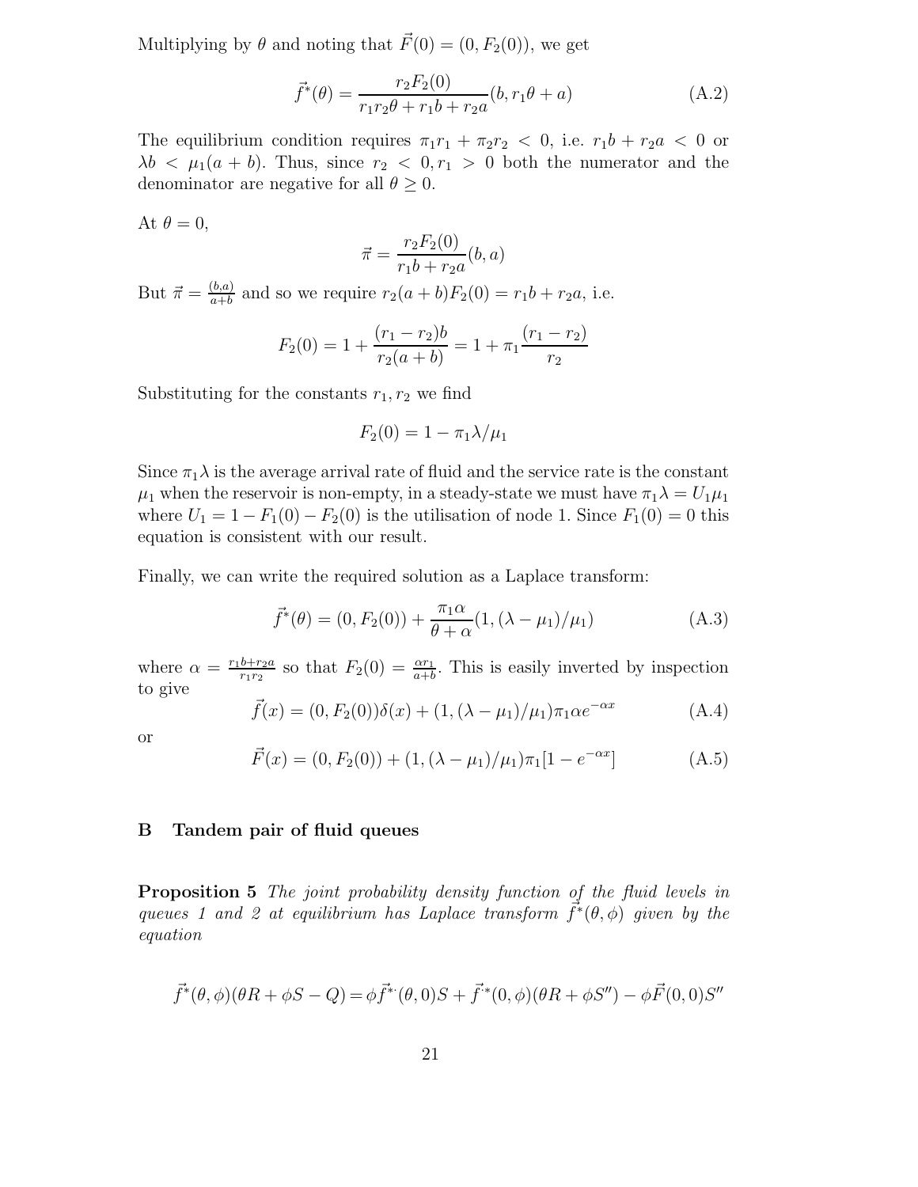Multiplying by $\theta$ and noting that $\vec{F}(0) = (0, F_2(0))$, we get

$$\vec{f}^*(\theta) = \frac{r_2 F_2(0)}{r_1 r_2 \theta + r_1 b + r_2 a}(b, r_1\theta + a) \tag{A.2}$$

The equilibrium condition requires $\pi_1 r_1 + \pi_2 r_2 < 0$, i.e. $r_1 b + r_2 a < 0$ or $\lambda b < \mu_1(a+b)$. Thus, since $r_2 < 0, r_1 > 0$ both the numerator and the denominator are negative for all $\theta \geq 0$.

At $\theta = 0$,

$$\vec{\pi} = \frac{r_2 F_2(0)}{r_1 b + r_2 a}(b, a)$$

But $\vec{\pi} = \frac{(b,a)}{a+b}$ and so we require $r_2(a+b)F_2(0) = r_1 b + r_2 a$, i.e.

$$F_2(0) = 1 + \frac{(r_1 - r_2)b}{r_2(a+b)} = 1 + \pi_1 \frac{(r_1 - r_2)}{r_2}$$

Substituting for the constants $r_1, r_2$ we find

$$F_2(0) = 1 - \pi_1 \lambda / \mu_1$$

Since $\pi_1 \lambda$ is the average arrival rate of fluid and the service rate is the constant $\mu_1$ when the reservoir is non-empty, in a steady-state we must have $\pi_1 \lambda = U_1 \mu_1$ where $U_1 = 1 - F_1(0) - F_2(0)$ is the utilisation of node 1. Since $F_1(0) = 0$ this equation is consistent with our result.

Finally, we can write the required solution as a Laplace transform:

$$\vec{f}^*(\theta) = (0, F_2(0)) + \frac{\pi_1 \alpha}{\theta + \alpha}(1, (\lambda - \mu_1)/\mu_1) \tag{A.3}$$

where $\alpha = \frac{r_1 b + r_2 a}{r_1 r_2}$ so that $F_2(0) = \frac{\alpha r_1}{a+b}$. This is easily inverted by inspection to give

$$\vec{f}(x) = (0, F_2(0))\delta(x) + (1, (\lambda - \mu_1)/\mu_1)\pi_1 \alpha e^{-\alpha x} \tag{A.4}$$

or

$$\vec{F}(x) = (0, F_2(0)) + (1, (\lambda - \mu_1)/\mu_1)\pi_1[1 - e^{-\alpha x}] \tag{A.5}$$

## B Tandem pair of fluid queues

**Proposition 5** *The joint probability density function of the fluid levels in queues 1 and 2 at equilibrium has Laplace transform $\vec{f}^*(\theta, \phi)$ given by the equation*

$$\vec{f}^*(\theta, \phi)(\theta R + \phi S - Q) = \phi \vec{f}^{*\cdot}(\theta, 0) S + \vec{f}^{\cdot *}(0, \phi)(\theta R + \phi S'') - \phi \vec{F}(0, 0) S''$$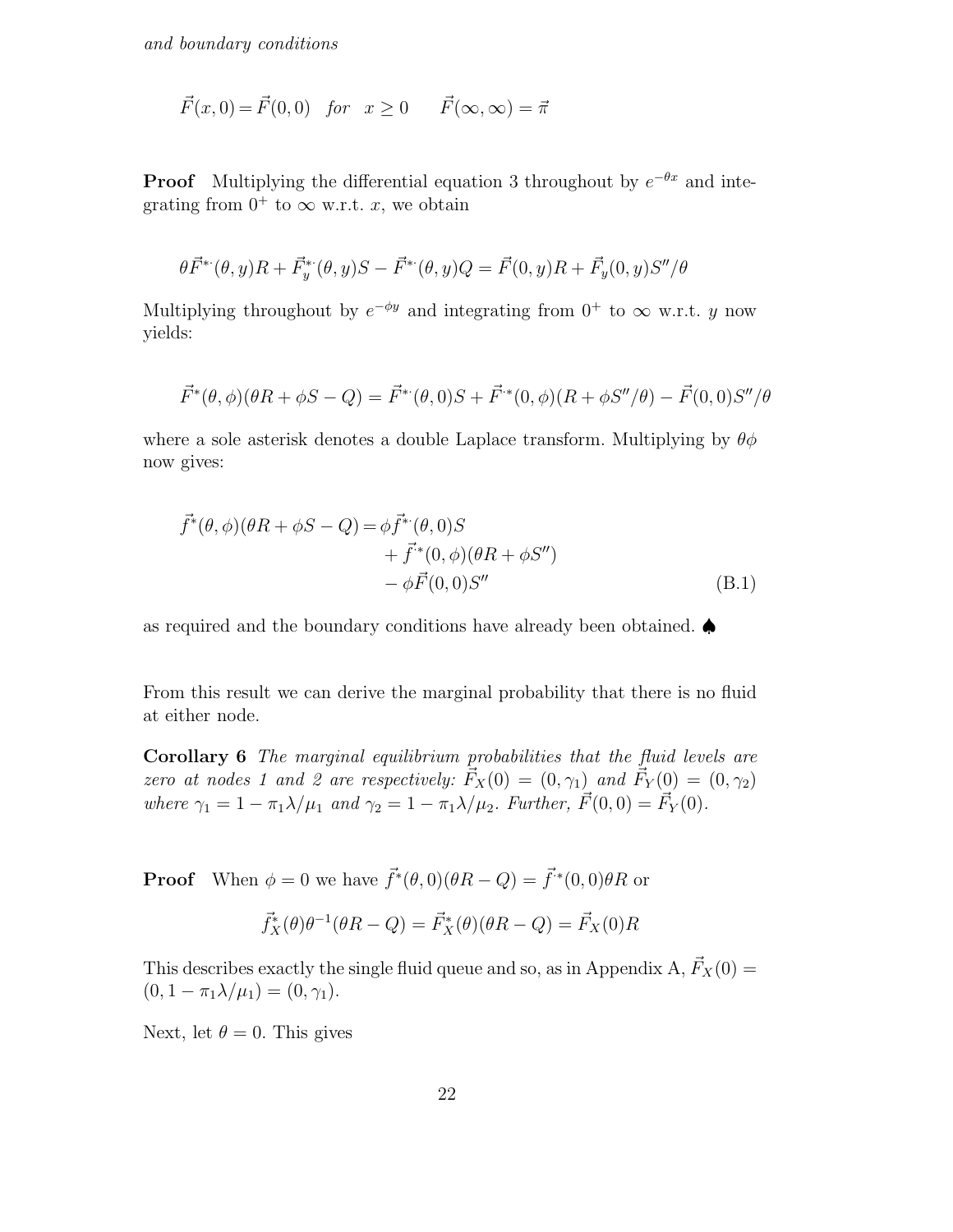*and boundary conditions*

$$\vec{F}(x,0) = \vec{F}(0,0) \quad for \quad x \geq 0 \qquad \vec{F}(\infty,\infty) = \vec{\pi}$$

**Proof** Multiplying the differential equation 3 throughout by $e^{-\theta x}$ and integrating from $0^+$ to $\infty$ w.r.t. $x$, we obtain

$$\theta \vec{F}^{*\cdot}(\theta,y)R + \vec{F}_y^{*\cdot}(\theta,y)S - \vec{F}^{*\cdot}(\theta,y)Q = \vec{F}(0,y)R + \vec{F}_y(0,y)S''/\theta$$

Multiplying throughout by $e^{-\phi y}$ and integrating from $0^+$ to $\infty$ w.r.t. $y$ now yields:

$$\vec{F}^{*}(\theta,\phi)(\theta R + \phi S - Q) = \vec{F}^{*\cdot}(\theta,0)S + \vec{F}^{\cdot *}(0,\phi)(R + \phi S''/\theta) - \vec{F}(0,0)S''/\theta$$

where a sole asterisk denotes a double Laplace transform. Multiplying by $\theta\phi$ now gives:

$$\begin{aligned}
\vec{f}^{*}(\theta,\phi)(\theta R + \phi S - Q) = &\phi \vec{f}^{*\cdot}(\theta,0)S \\
&+ \vec{f}^{\cdot *}(0,\phi)(\theta R + \phi S'') \\
&- \phi \vec{F}(0,0)S'' \qquad\qquad (B.1)
\end{aligned}$$

as required and the boundary conditions have already been obtained. ♠

From this result we can derive the marginal probability that there is no fluid at either node.

**Corollary 6** *The marginal equilibrium probabilities that the fluid levels are zero at nodes 1 and 2 are respectively:* $\vec{F}_X(0) = (0,\gamma_1)$ *and* $\vec{F}_Y(0) = (0,\gamma_2)$ *where* $\gamma_1 = 1 - \pi_1\lambda/\mu_1$ *and* $\gamma_2 = 1 - \pi_1\lambda/\mu_2$*. Further,* $\vec{F}(0,0) = \vec{F}_Y(0)$*.*

**Proof** When $\phi = 0$ we have $\vec{f}^{*}(\theta,0)(\theta R - Q) = \vec{f}^{\cdot *}(0,0)\theta R$ or

$$\vec{f}_X^{*}(\theta)\theta^{-1}(\theta R - Q) = \vec{F}_X^{*}(\theta)(\theta R - Q) = \vec{F}_X(0)R$$

This describes exactly the single fluid queue and so, as in Appendix A, $\vec{F}_X(0) = (0, 1 - \pi_1\lambda/\mu_1) = (0,\gamma_1)$.

Next, let $\theta = 0$. This gives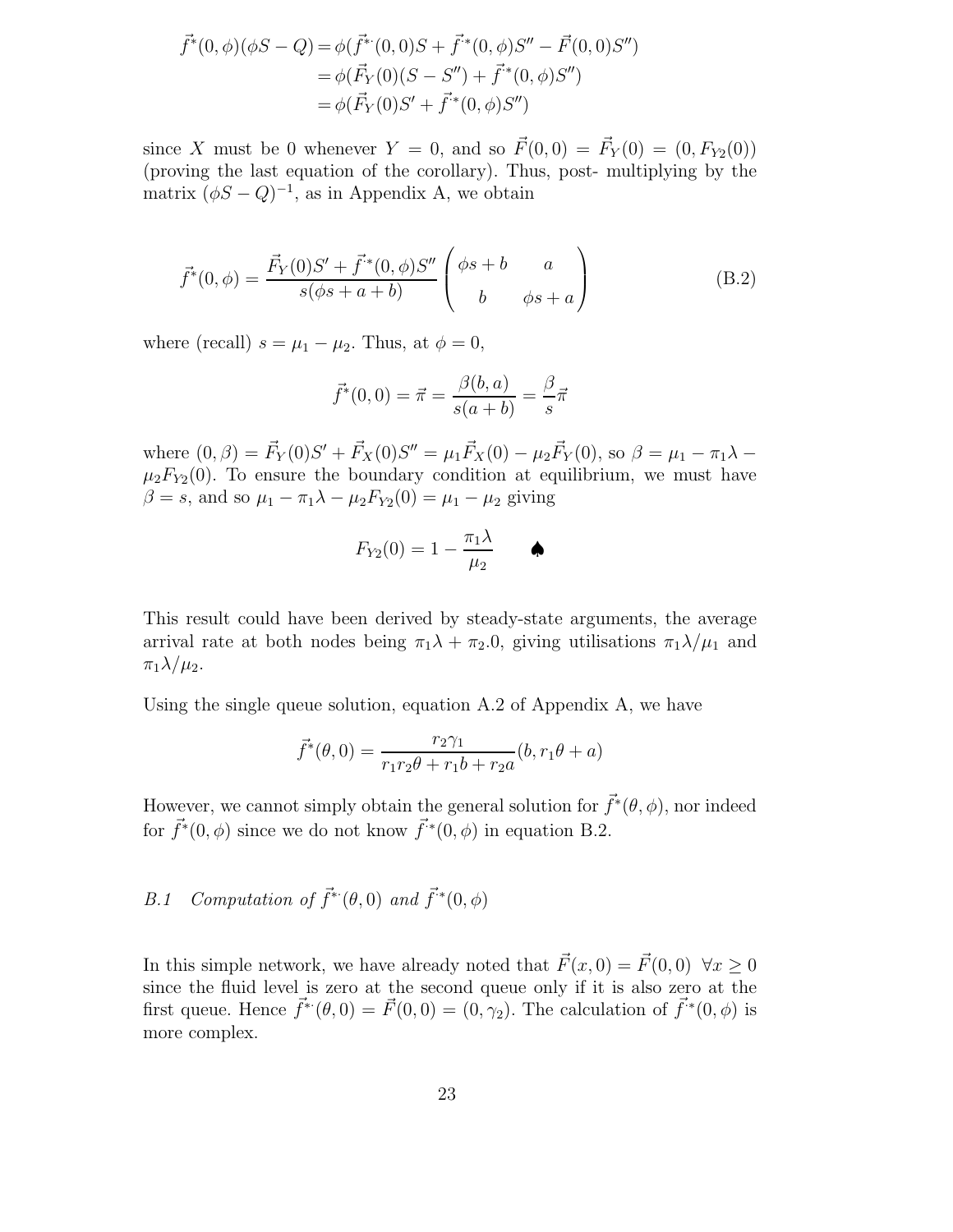$$
\begin{aligned}
\vec{f}^*(0,\phi)(\phi S - Q) &= \phi(\vec{f}^{*\cdot}(0,0)S + \vec{f}^{\cdot *}(0,\phi)S'' - \vec{F}(0,0)S'') \\
&= \phi(\vec{F}_Y(0)(S - S'') + \vec{f}^{\cdot *}(0,\phi)S'') \\
&= \phi(\vec{F}_Y(0)S' + \vec{f}^{\cdot *}(0,\phi)S'')
\end{aligned}
$$

since $X$ must be 0 whenever $Y = 0$, and so $\vec{F}(0,0) = \vec{F}_Y(0) = (0, F_{Y2}(0))$ (proving the last equation of the corollary). Thus, post- multiplying by the matrix $(\phi S - Q)^{-1}$, as in Appendix A, we obtain

$$
\vec{f}^*(0,\phi) = \frac{\vec{F}_Y(0)S' + \vec{f}^{\cdot *}(0,\phi)S''}{s(\phi s + a + b)} \begin{pmatrix} \phi s + b & a \\ b & \phi s + a \end{pmatrix} \tag{B.2}
$$

where (recall) $s = \mu_1 - \mu_2$. Thus, at $\phi = 0$,

$$
\vec{f}^*(0,0) = \vec{\pi} = \frac{\beta(b,a)}{s(a+b)} = \frac{\beta}{s}\vec{\pi}
$$

where $(0,\beta) = \vec{F}_Y(0)S' + \vec{F}_X(0)S'' = \mu_1 \vec{F}_X(0) - \mu_2 \vec{F}_Y(0)$, so $\beta = \mu_1 - \pi_1\lambda - \mu_2 F_{Y2}(0)$. To ensure the boundary condition at equilibrium, we must have $\beta = s$, and so $\mu_1 - \pi_1\lambda - \mu_2 F_{Y2}(0) = \mu_1 - \mu_2$ giving

$$
F_{Y2}(0) = 1 - \frac{\pi_1 \lambda}{\mu_2} \qquad \spadesuit
$$

This result could have been derived by steady-state arguments, the average arrival rate at both nodes being $\pi_1\lambda + \pi_2.0$, giving utilisations $\pi_1\lambda/\mu_1$ and $\pi_1\lambda/\mu_2$.

Using the single queue solution, equation A.2 of Appendix A, we have

$$
\vec{f}^*(\theta,0) = \frac{r_2\gamma_1}{r_1 r_2 \theta + r_1 b + r_2 a}(b, r_1\theta + a)
$$

However, we cannot simply obtain the general solution for $\vec{f}^*(\theta,\phi)$, nor indeed for $\vec{f}^*(0,\phi)$ since we do not know $\vec{f}^{\cdot *}(0,\phi)$ in equation B.2.

### *B.1 Computation of $\vec{f}^{*\cdot}(\theta,0)$ and $\vec{f}^{\cdot *}(0,\phi)$*

In this simple network, we have already noted that $\vec{F}(x,0) = \vec{F}(0,0) \ \forall x \geq 0$ since the fluid level is zero at the second queue only if it is also zero at the first queue. Hence $\vec{f}^{*\cdot}(\theta,0) = \vec{F}(0,0) = (0,\gamma_2)$. The calculation of $\vec{f}^{\cdot *}(0,\phi)$ is more complex.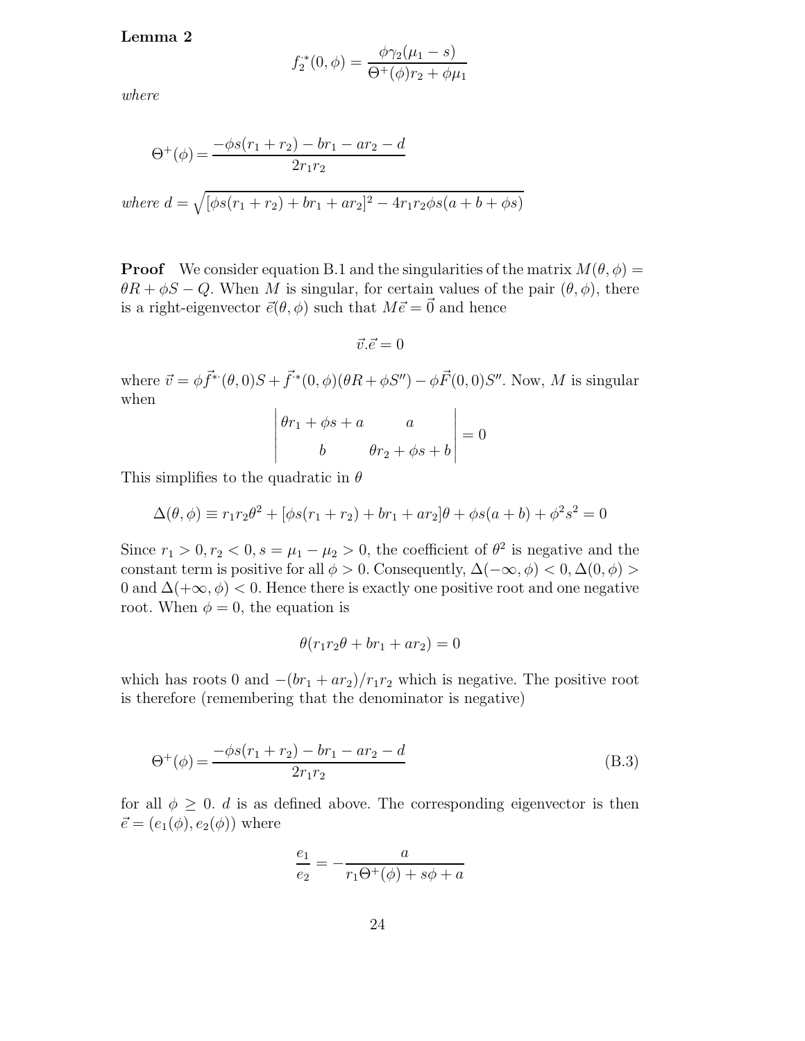**Lemma 2**

$$f_2^*(0,\phi) = \frac{\phi\gamma_2(\mu_1 - s)}{\Theta^+(\phi)r_2 + \phi\mu_1}$$

*where*

$$\Theta^+(\phi) = \frac{-\phi s(r_1 + r_2) - br_1 - ar_2 - d}{2r_1 r_2}$$

*where* $d = \sqrt{[\phi s(r_1 + r_2) + br_1 + ar_2]^2 - 4r_1 r_2 \phi s(a + b + \phi s)}$

**Proof** We consider equation B.1 and the singularities of the matrix $M(\theta, \phi) = \theta R + \phi S - Q$. When $M$ is singular, for certain values of the pair $(\theta, \phi)$, there is a right-eigenvector $\vec{e}(\theta, \phi)$ such that $M\vec{e} = \vec{0}$ and hence

$$\vec{v}.\vec{e} = 0$$

where $\vec{v} = \phi \vec{f}^{\cdot *}(\theta, 0)S + \vec{f}^{\cdot *}(0, \phi)(\theta R + \phi S'') - \phi \vec{F}(0, 0)S''$. Now, $M$ is singular when

$$\begin{vmatrix} \theta r_1 + \phi s + a & a \\ b & \theta r_2 + \phi s + b \end{vmatrix} = 0$$

This simplifies to the quadratic in $\theta$

$$\Delta(\theta, \phi) \equiv r_1 r_2 \theta^2 + [\phi s(r_1 + r_2) + br_1 + ar_2]\theta + \phi s(a + b) + \phi^2 s^2 = 0$$

Since $r_1 > 0, r_2 < 0, s = \mu_1 - \mu_2 > 0$, the coefficient of $\theta^2$ is negative and the constant term is positive for all $\phi > 0$. Consequently, $\Delta(-\infty, \phi) < 0, \Delta(0, \phi) > 0$ and $\Delta(+\infty, \phi) < 0$. Hence there is exactly one positive root and one negative root. When $\phi = 0$, the equation is

$$\theta(r_1 r_2 \theta + br_1 + ar_2) = 0$$

which has roots 0 and $-(br_1 + ar_2)/r_1 r_2$ which is negative. The positive root is therefore (remembering that the denominator is negative)

$$\Theta^+(\phi) = \frac{-\phi s(r_1 + r_2) - br_1 - ar_2 - d}{2r_1 r_2} \tag{B.3}$$

for all $\phi \geq 0$. $d$ is as defined above. The corresponding eigenvector is then $\vec{e} = (e_1(\phi), e_2(\phi))$ where

$$\frac{e_1}{e_2} = -\frac{a}{r_1 \Theta^+(\phi) + s\phi + a}$$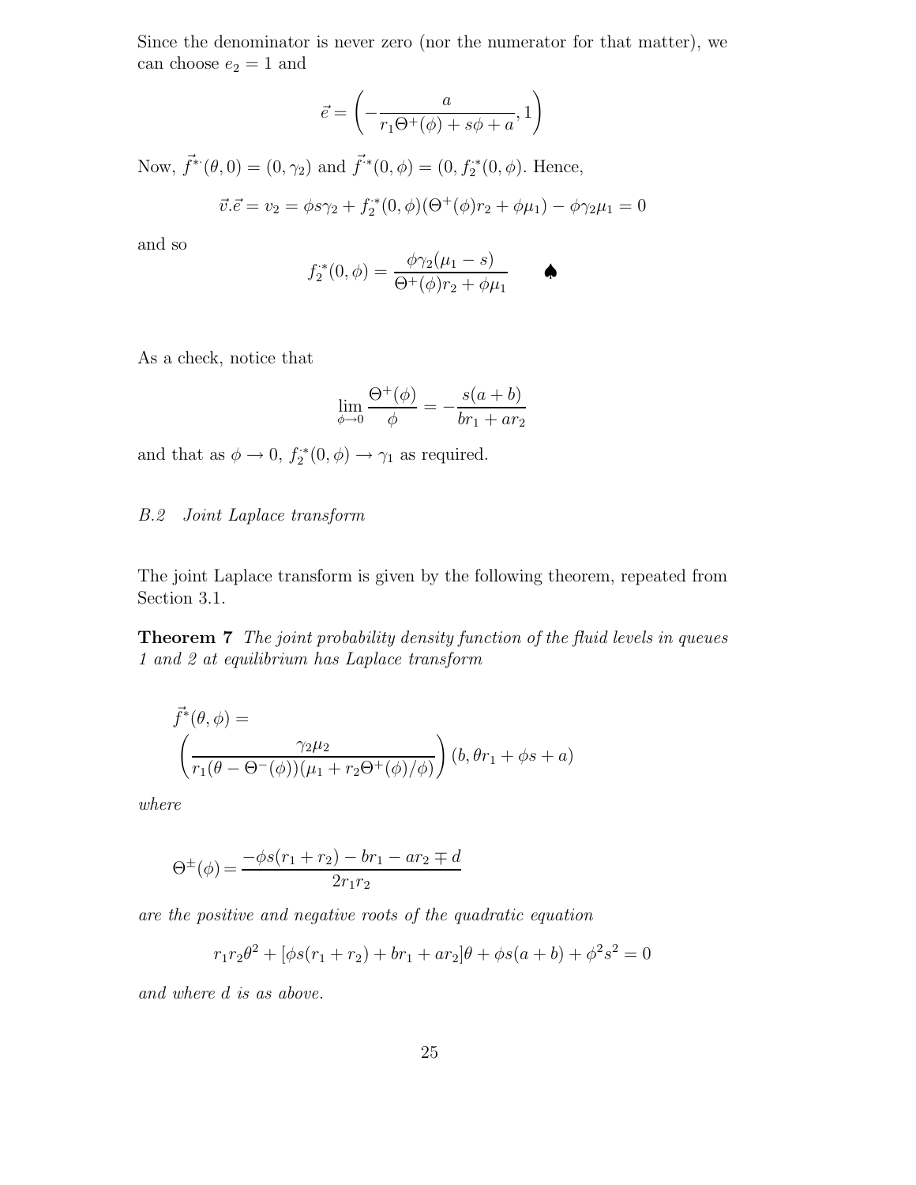Since the denominator is never zero (nor the numerator for that matter), we can choose $e_2 = 1$ and

$$\vec{e} = \left( -\frac{a}{r_1 \Theta^+(\phi) + s\phi + a}, 1 \right)$$

Now, $\vec{f^{*\cdot}}(\theta, 0) = (0, \gamma_2)$ and $\vec{f^{\cdot *}}(0, \phi) = (0, f_2^{\cdot *}(0, \phi)$. Hence,

$$\vec{v}.\vec{e} = v_2 = \phi s \gamma_2 + f_2^{\cdot *}(0, \phi)(\Theta^+(\phi) r_2 + \phi \mu_1) - \phi \gamma_2 \mu_1 = 0$$

and so

$$f_2^{\cdot *}(0, \phi) = \frac{\phi \gamma_2 (\mu_1 - s)}{\Theta^+(\phi) r_2 + \phi \mu_1} \qquad \spadesuit$$

As a check, notice that

$$\lim_{\phi \to 0} \frac{\Theta^+(\phi)}{\phi} = -\frac{s(a+b)}{br_1 + ar_2}$$

and that as $\phi \to 0$, $f_2^{\cdot *}(0, \phi) \to \gamma_1$ as required.

### *B.2 Joint Laplace transform*

The joint Laplace transform is given by the following theorem, repeated from Section 3.1.

**Theorem 7** *The joint probability density function of the fluid levels in queues 1 and 2 at equilibrium has Laplace transform*

$$\vec{f^*}(\theta, \phi) = \left( \frac{\gamma_2 \mu_2}{r_1(\theta - \Theta^-(\phi))(\mu_1 + r_2 \Theta^+(\phi)/\phi)} \right) (b, \theta r_1 + \phi s + a)$$

*where*

$$\Theta^{\pm}(\phi) = \frac{-\phi s(r_1 + r_2) - br_1 - ar_2 \mp d}{2r_1 r_2}$$

*are the positive and negative roots of the quadratic equation*

$$r_1 r_2 \theta^2 + [\phi s(r_1 + r_2) + br_1 + ar_2]\theta + \phi s(a+b) + \phi^2 s^2 = 0$$

*and where $d$ is as above.*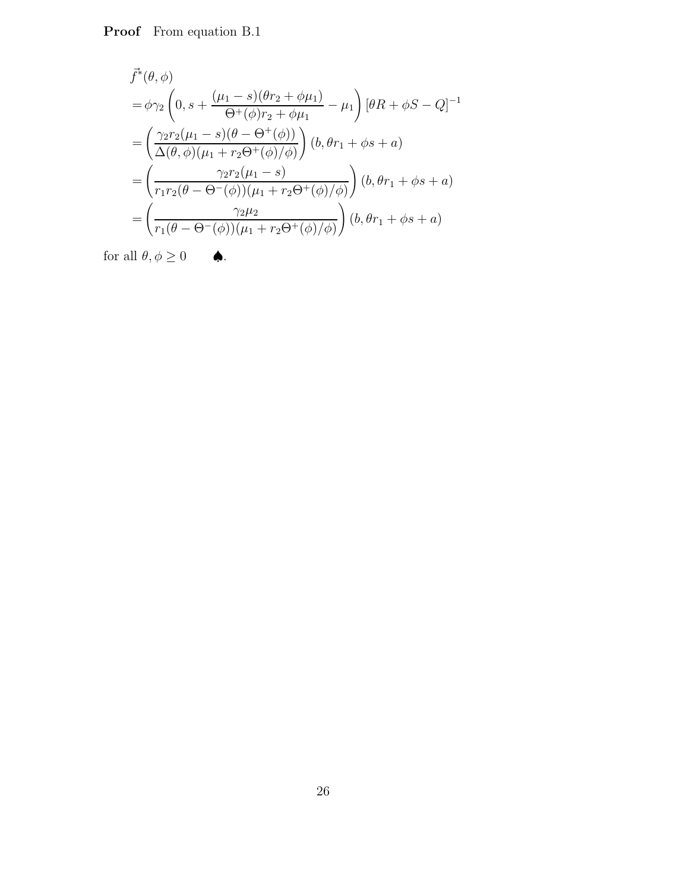**Proof** From equation B.1

$$
\begin{aligned}
&\vec{f^*}(\theta, \phi) \\
&= \phi\gamma_2 \left(0, s + \frac{(\mu_1 - s)(\theta r_2 + \phi\mu_1)}{\Theta^+(\phi) r_2 + \phi\mu_1} - \mu_1\right) [\theta R + \phi S - Q]^{-1} \\
&= \left(\frac{\gamma_2 r_2 (\mu_1 - s)(\theta - \Theta^+(\phi))}{\Delta(\theta, \phi)(\mu_1 + r_2\Theta^+(\phi)/\phi)}\right)(b, \theta r_1 + \phi s + a) \\
&= \left(\frac{\gamma_2 r_2 (\mu_1 - s)}{r_1 r_2 (\theta - \Theta^-(\phi))(\mu_1 + r_2\Theta^+(\phi)/\phi)}\right)(b, \theta r_1 + \phi s + a) \\
&= \left(\frac{\gamma_2 \mu_2}{r_1 (\theta - \Theta^-(\phi))(\mu_1 + r_2\Theta^+(\phi)/\phi)}\right)(b, \theta r_1 + \phi s + a)
\end{aligned}
$$

for all $\theta, \phi \geq 0$ ♠.